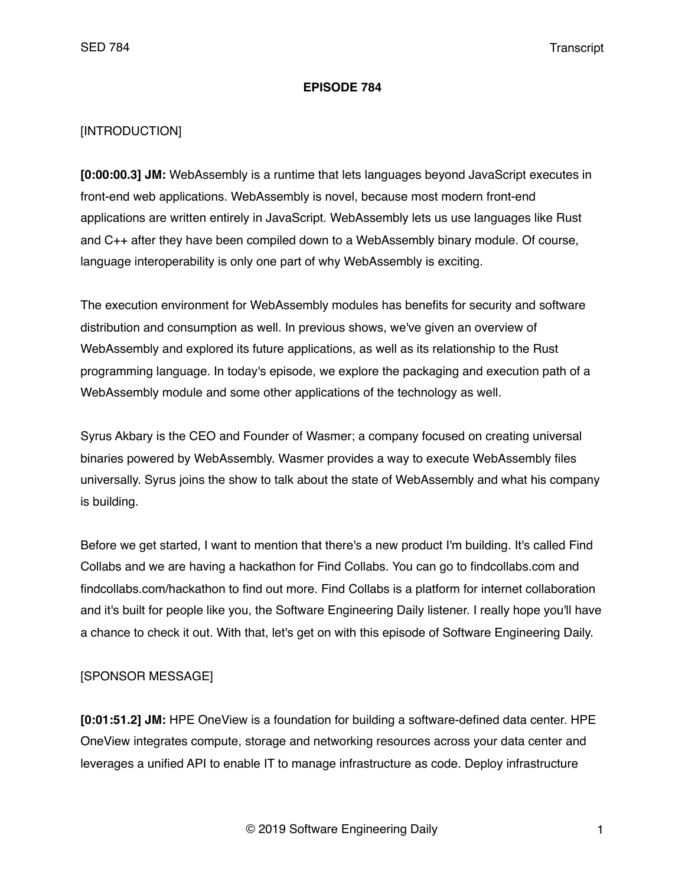# EPISODE 784

[INTRODUCTION]

**[0:00:00.3] JM:** WebAssembly is a runtime that lets languages beyond JavaScript executes in front-end web applications. WebAssembly is novel, because most modern front-end applications are written entirely in JavaScript. WebAssembly lets us use languages like Rust and C++ after they have been compiled down to a WebAssembly binary module. Of course, language interoperability is only one part of why WebAssembly is exciting.

The execution environment for WebAssembly modules has benefits for security and software distribution and consumption as well. In previous shows, we've given an overview of WebAssembly and explored its future applications, as well as its relationship to the Rust programming language. In today's episode, we explore the packaging and execution path of a WebAssembly module and some other applications of the technology as well.

Syrus Akbary is the CEO and Founder of Wasmer; a company focused on creating universal binaries powered by WebAssembly. Wasmer provides a way to execute WebAssembly files universally. Syrus joins the show to talk about the state of WebAssembly and what his company is building.

Before we get started, I want to mention that there's a new product I'm building. It's called Find Collabs and we are having a hackathon for Find Collabs. You can go to findcollabs.com and findcollabs.com/hackathon to find out more. Find Collabs is a platform for internet collaboration and it's built for people like you, the Software Engineering Daily listener. I really hope you'll have a chance to check it out. With that, let's get on with this episode of Software Engineering Daily.

[SPONSOR MESSAGE]

**[0:01:51.2] JM:** HPE OneView is a foundation for building a software-defined data center. HPE OneView integrates compute, storage and networking resources across your data center and leverages a unified API to enable IT to manage infrastructure as code. Deploy infrastructure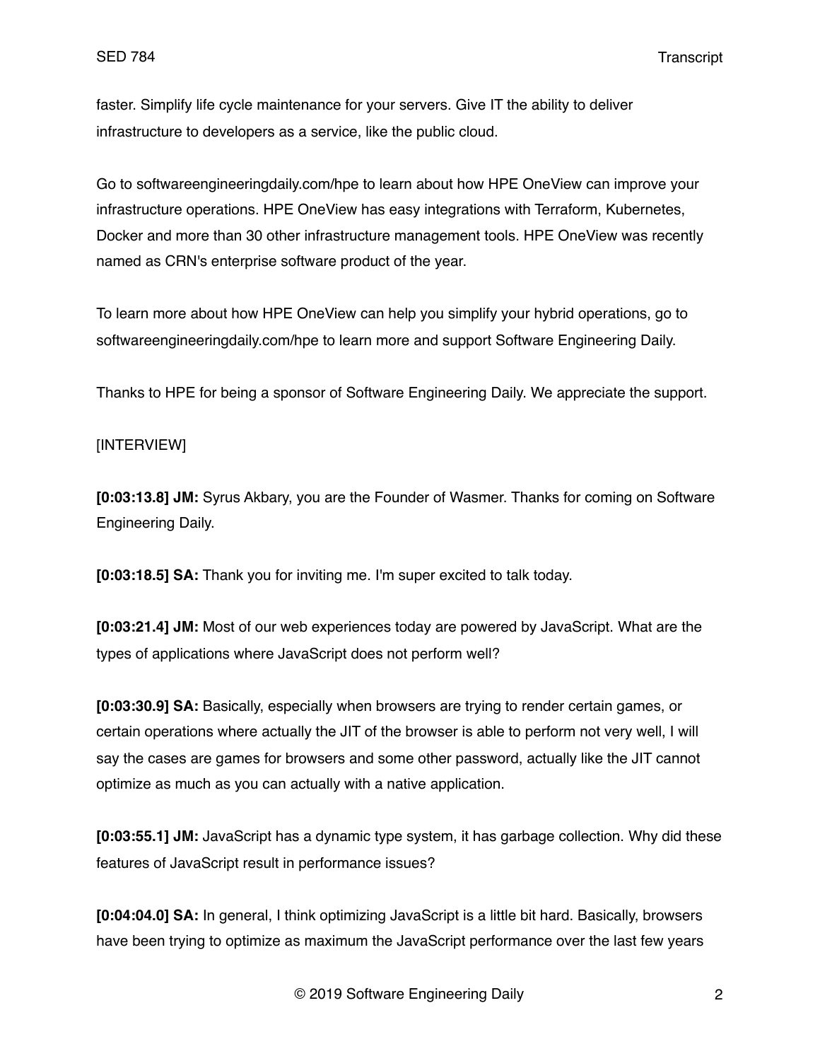faster. Simplify life cycle maintenance for your servers. Give IT the ability to deliver infrastructure to developers as a service, like the public cloud.

Go to softwareengineeringdaily.com/hpe to learn about how HPE OneView can improve your infrastructure operations. HPE OneView has easy integrations with Terraform, Kubernetes, Docker and more than 30 other infrastructure management tools. HPE OneView was recently named as CRN's enterprise software product of the year.

To learn more about how HPE OneView can help you simplify your hybrid operations, go to softwareengineeringdaily.com/hpe to learn more and support Software Engineering Daily.

Thanks to HPE for being a sponsor of Software Engineering Daily. We appreciate the support.

[INTERVIEW]

**[0:03:13.8] JM:** Syrus Akbary, you are the Founder of Wasmer. Thanks for coming on Software Engineering Daily.

**[0:03:18.5] SA:** Thank you for inviting me. I'm super excited to talk today.

**[0:03:21.4] JM:** Most of our web experiences today are powered by JavaScript. What are the types of applications where JavaScript does not perform well?

**[0:03:30.9] SA:** Basically, especially when browsers are trying to render certain games, or certain operations where actually the JIT of the browser is able to perform not very well, I will say the cases are games for browsers and some other password, actually like the JIT cannot optimize as much as you can actually with a native application.

**[0:03:55.1] JM:** JavaScript has a dynamic type system, it has garbage collection. Why did these features of JavaScript result in performance issues?

**[0:04:04.0] SA:** In general, I think optimizing JavaScript is a little bit hard. Basically, browsers have been trying to optimize as maximum the JavaScript performance over the last few years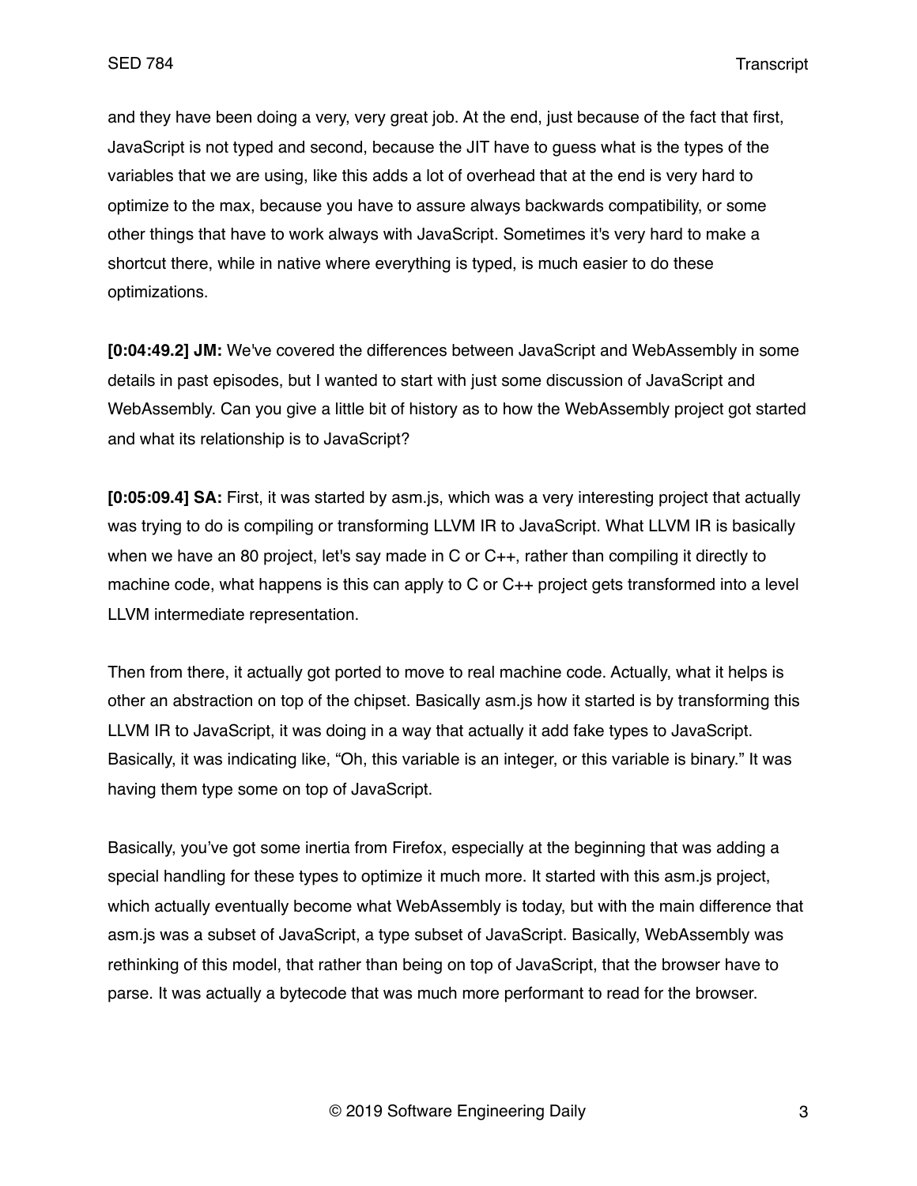and they have been doing a very, very great job. At the end, just because of the fact that first, JavaScript is not typed and second, because the JIT have to guess what is the types of the variables that we are using, like this adds a lot of overhead that at the end is very hard to optimize to the max, because you have to assure always backwards compatibility, or some other things that have to work always with JavaScript. Sometimes it's very hard to make a shortcut there, while in native where everything is typed, is much easier to do these optimizations.

**[0:04:49.2] JM:** We've covered the differences between JavaScript and WebAssembly in some details in past episodes, but I wanted to start with just some discussion of JavaScript and WebAssembly. Can you give a little bit of history as to how the WebAssembly project got started and what its relationship is to JavaScript?

**[0:05:09.4] SA:** First, it was started by asm.js, which was a very interesting project that actually was trying to do is compiling or transforming LLVM IR to JavaScript. What LLVM IR is basically when we have an 80 project, let's say made in C or C++, rather than compiling it directly to machine code, what happens is this can apply to C or C++ project gets transformed into a level LLVM intermediate representation.

Then from there, it actually got ported to move to real machine code. Actually, what it helps is other an abstraction on top of the chipset. Basically asm.js how it started is by transforming this LLVM IR to JavaScript, it was doing in a way that actually it add fake types to JavaScript. Basically, it was indicating like, "Oh, this variable is an integer, or this variable is binary." It was having them type some on top of JavaScript.

Basically, you've got some inertia from Firefox, especially at the beginning that was adding a special handling for these types to optimize it much more. It started with this asm.js project, which actually eventually become what WebAssembly is today, but with the main difference that asm.js was a subset of JavaScript, a type subset of JavaScript. Basically, WebAssembly was rethinking of this model, that rather than being on top of JavaScript, that the browser have to parse. It was actually a bytecode that was much more performant to read for the browser.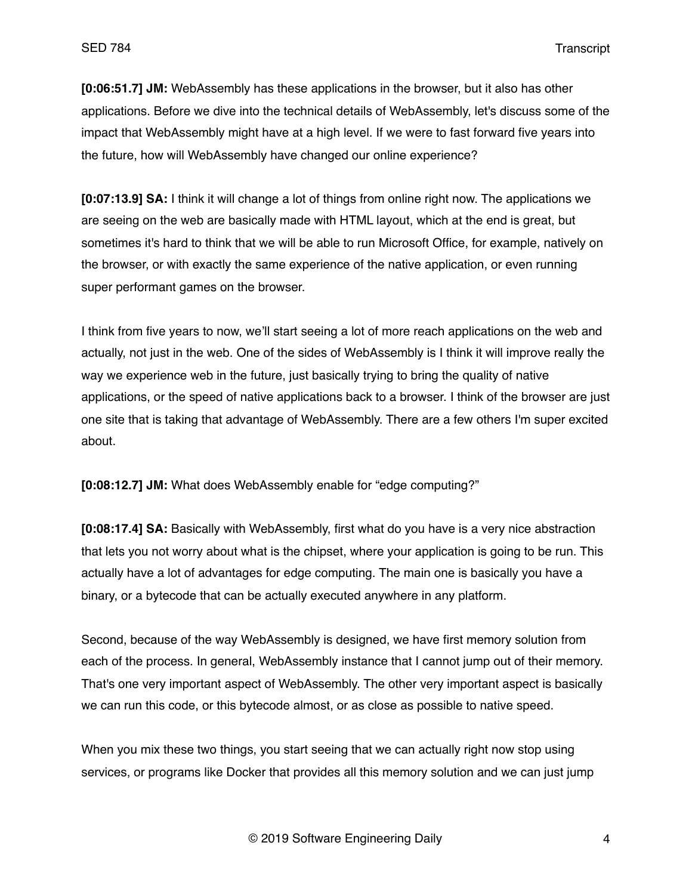**[0:06:51.7] JM:** WebAssembly has these applications in the browser, but it also has other applications. Before we dive into the technical details of WebAssembly, let's discuss some of the impact that WebAssembly might have at a high level. If we were to fast forward five years into the future, how will WebAssembly have changed our online experience?

**[0:07:13.9] SA:** I think it will change a lot of things from online right now. The applications we are seeing on the web are basically made with HTML layout, which at the end is great, but sometimes it's hard to think that we will be able to run Microsoft Office, for example, natively on the browser, or with exactly the same experience of the native application, or even running super performant games on the browser.

I think from five years to now, we'll start seeing a lot of more reach applications on the web and actually, not just in the web. One of the sides of WebAssembly is I think it will improve really the way we experience web in the future, just basically trying to bring the quality of native applications, or the speed of native applications back to a browser. I think of the browser are just one site that is taking that advantage of WebAssembly. There are a few others I'm super excited about.

**[0:08:12.7] JM:** What does WebAssembly enable for "edge computing?"

**[0:08:17.4] SA:** Basically with WebAssembly, first what do you have is a very nice abstraction that lets you not worry about what is the chipset, where your application is going to be run. This actually have a lot of advantages for edge computing. The main one is basically you have a binary, or a bytecode that can be actually executed anywhere in any platform.

Second, because of the way WebAssembly is designed, we have first memory solution from each of the process. In general, WebAssembly instance that I cannot jump out of their memory. That's one very important aspect of WebAssembly. The other very important aspect is basically we can run this code, or this bytecode almost, or as close as possible to native speed.

When you mix these two things, you start seeing that we can actually right now stop using services, or programs like Docker that provides all this memory solution and we can just jump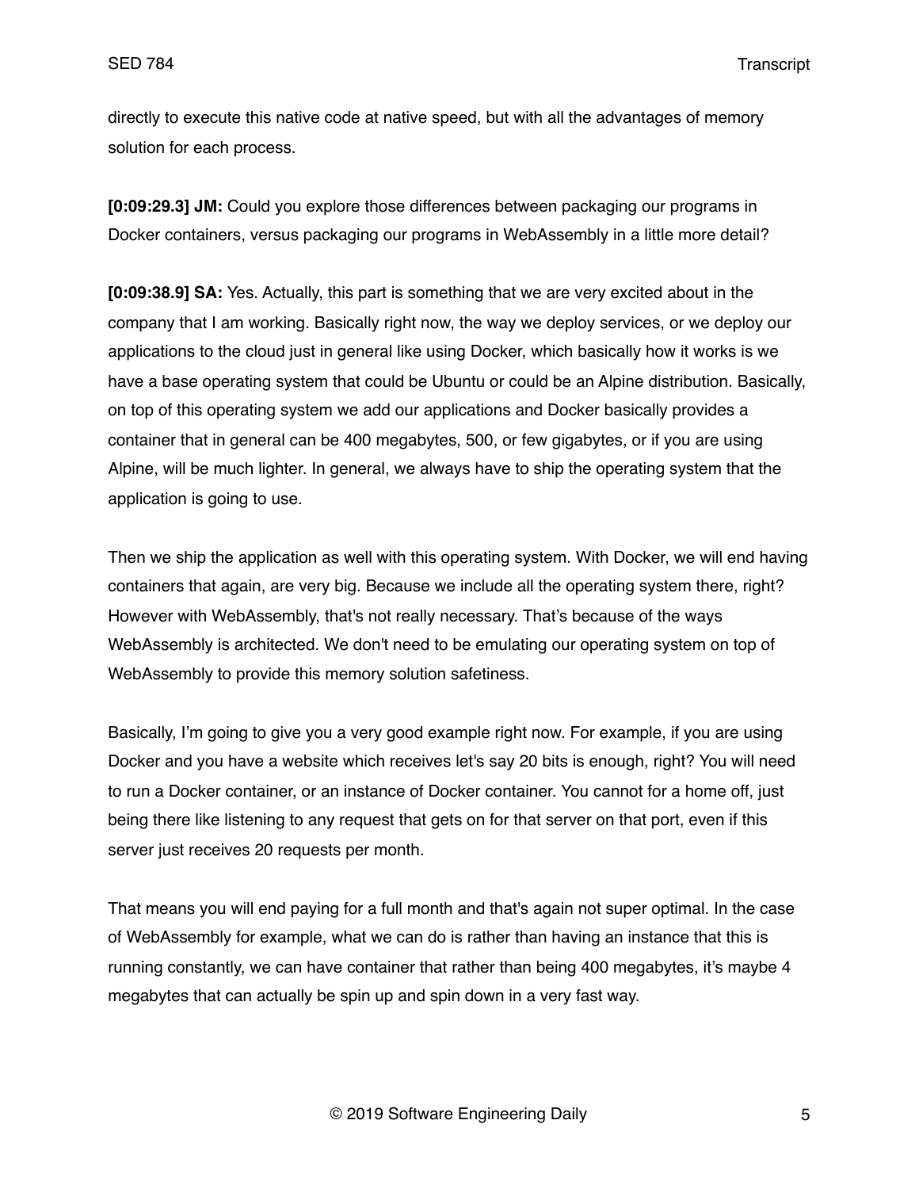directly to execute this native code at native speed, but with all the advantages of memory solution for each process.

**[0:09:29.3] JM:** Could you explore those differences between packaging our programs in Docker containers, versus packaging our programs in WebAssembly in a little more detail?

**[0:09:38.9] SA:** Yes. Actually, this part is something that we are very excited about in the company that I am working. Basically right now, the way we deploy services, or we deploy our applications to the cloud just in general like using Docker, which basically how it works is we have a base operating system that could be Ubuntu or could be an Alpine distribution. Basically, on top of this operating system we add our applications and Docker basically provides a container that in general can be 400 megabytes, 500, or few gigabytes, or if you are using Alpine, will be much lighter. In general, we always have to ship the operating system that the application is going to use.

Then we ship the application as well with this operating system. With Docker, we will end having containers that again, are very big. Because we include all the operating system there, right? However with WebAssembly, that's not really necessary. That's because of the ways WebAssembly is architected. We don't need to be emulating our operating system on top of WebAssembly to provide this memory solution safetiness.

Basically, I'm going to give you a very good example right now. For example, if you are using Docker and you have a website which receives let's say 20 bits is enough, right? You will need to run a Docker container, or an instance of Docker container. You cannot for a home off, just being there like listening to any request that gets on for that server on that port, even if this server just receives 20 requests per month.

That means you will end paying for a full month and that's again not super optimal. In the case of WebAssembly for example, what we can do is rather than having an instance that this is running constantly, we can have container that rather than being 400 megabytes, it's maybe 4 megabytes that can actually be spin up and spin down in a very fast way.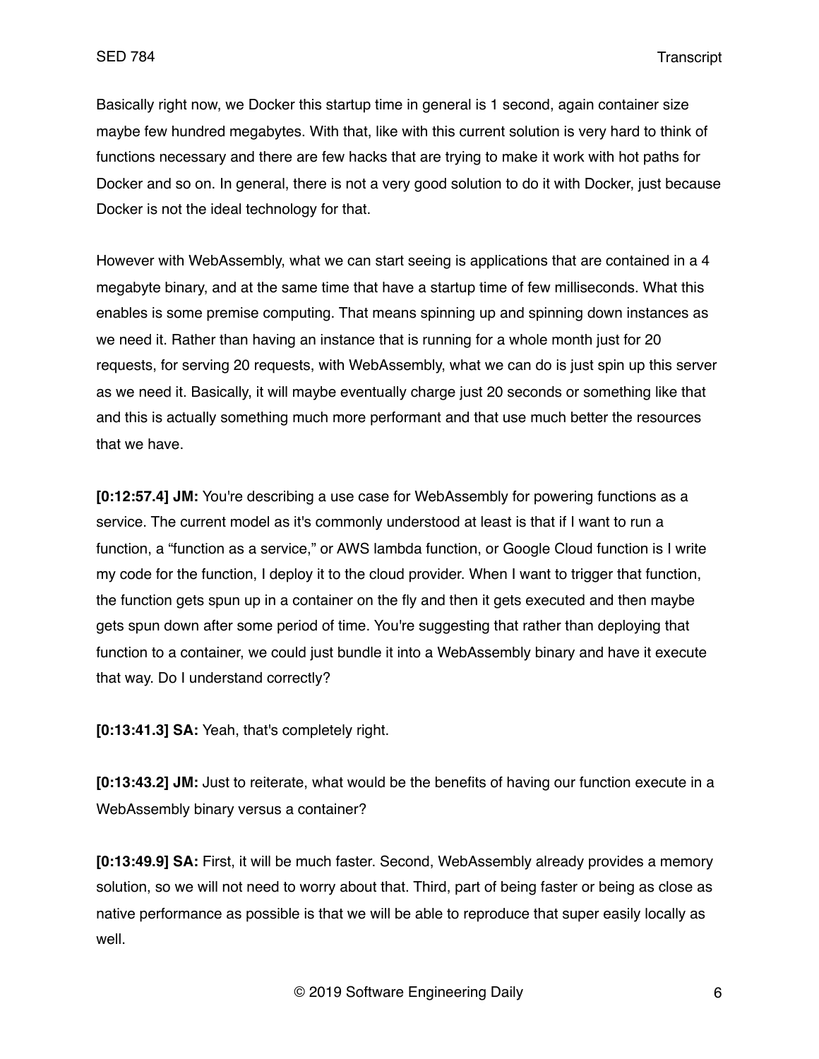Basically right now, we Docker this startup time in general is 1 second, again container size maybe few hundred megabytes. With that, like with this current solution is very hard to think of functions necessary and there are few hacks that are trying to make it work with hot paths for Docker and so on. In general, there is not a very good solution to do it with Docker, just because Docker is not the ideal technology for that.

However with WebAssembly, what we can start seeing is applications that are contained in a 4 megabyte binary, and at the same time that have a startup time of few milliseconds. What this enables is some premise computing. That means spinning up and spinning down instances as we need it. Rather than having an instance that is running for a whole month just for 20 requests, for serving 20 requests, with WebAssembly, what we can do is just spin up this server as we need it. Basically, it will maybe eventually charge just 20 seconds or something like that and this is actually something much more performant and that use much better the resources that we have.

**[0:12:57.4] JM:** You're describing a use case for WebAssembly for powering functions as a service. The current model as it's commonly understood at least is that if I want to run a function, a "function as a service," or AWS lambda function, or Google Cloud function is I write my code for the function, I deploy it to the cloud provider. When I want to trigger that function, the function gets spun up in a container on the fly and then it gets executed and then maybe gets spun down after some period of time. You're suggesting that rather than deploying that function to a container, we could just bundle it into a WebAssembly binary and have it execute that way. Do I understand correctly?

**[0:13:41.3] SA:** Yeah, that's completely right.

**[0:13:43.2] JM:** Just to reiterate, what would be the benefits of having our function execute in a WebAssembly binary versus a container?

**[0:13:49.9] SA:** First, it will be much faster. Second, WebAssembly already provides a memory solution, so we will not need to worry about that. Third, part of being faster or being as close as native performance as possible is that we will be able to reproduce that super easily locally as well.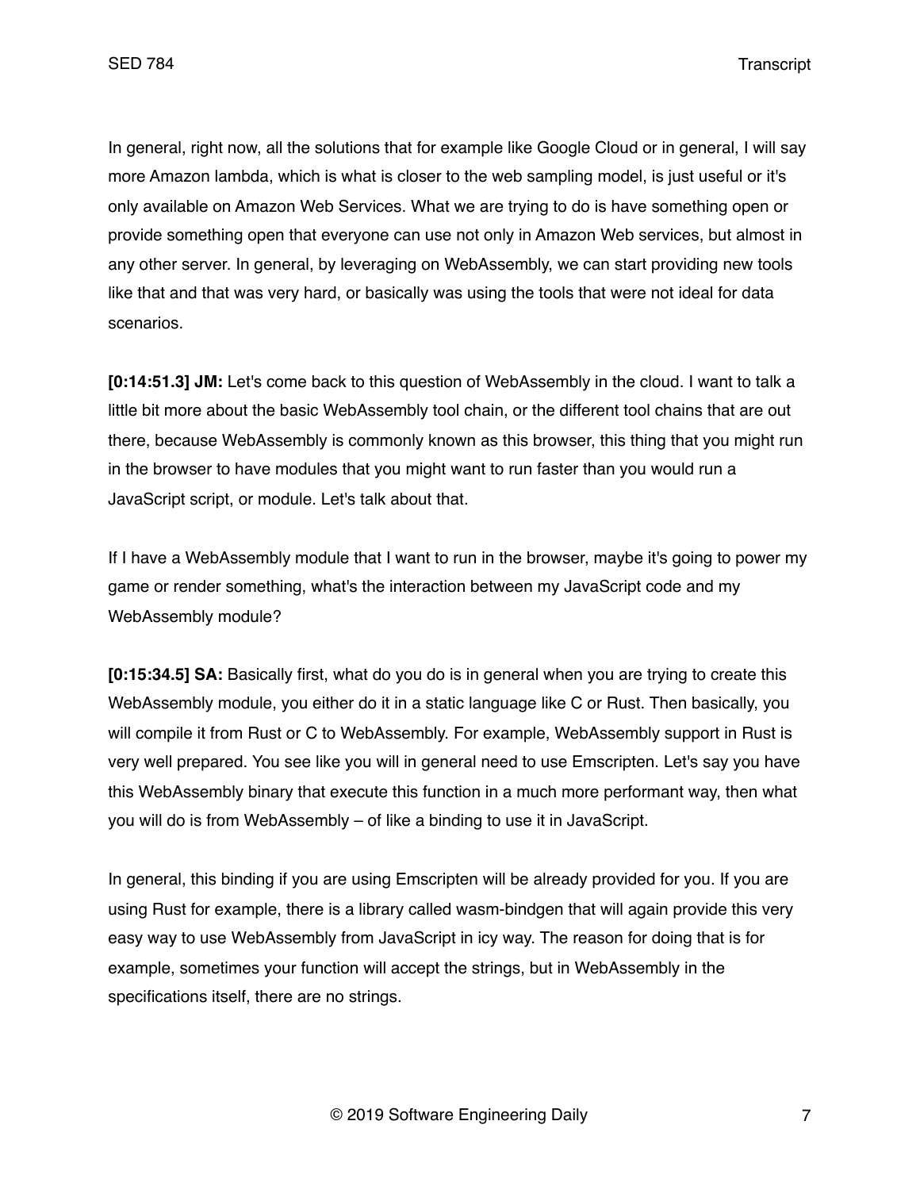In general, right now, all the solutions that for example like Google Cloud or in general, I will say more Amazon lambda, which is what is closer to the web sampling model, is just useful or it's only available on Amazon Web Services. What we are trying to do is have something open or provide something open that everyone can use not only in Amazon Web services, but almost in any other server. In general, by leveraging on WebAssembly, we can start providing new tools like that and that was very hard, or basically was using the tools that were not ideal for data scenarios.

**[0:14:51.3] JM:** Let's come back to this question of WebAssembly in the cloud. I want to talk a little bit more about the basic WebAssembly tool chain, or the different tool chains that are out there, because WebAssembly is commonly known as this browser, this thing that you might run in the browser to have modules that you might want to run faster than you would run a JavaScript script, or module. Let's talk about that.

If I have a WebAssembly module that I want to run in the browser, maybe it's going to power my game or render something, what's the interaction between my JavaScript code and my WebAssembly module?

**[0:15:34.5] SA:** Basically first, what do you do is in general when you are trying to create this WebAssembly module, you either do it in a static language like C or Rust. Then basically, you will compile it from Rust or C to WebAssembly. For example, WebAssembly support in Rust is very well prepared. You see like you will in general need to use Emscripten. Let's say you have this WebAssembly binary that execute this function in a much more performant way, then what you will do is from WebAssembly – of like a binding to use it in JavaScript.

In general, this binding if you are using Emscripten will be already provided for you. If you are using Rust for example, there is a library called wasm-bindgen that will again provide this very easy way to use WebAssembly from JavaScript in icy way. The reason for doing that is for example, sometimes your function will accept the strings, but in WebAssembly in the specifications itself, there are no strings.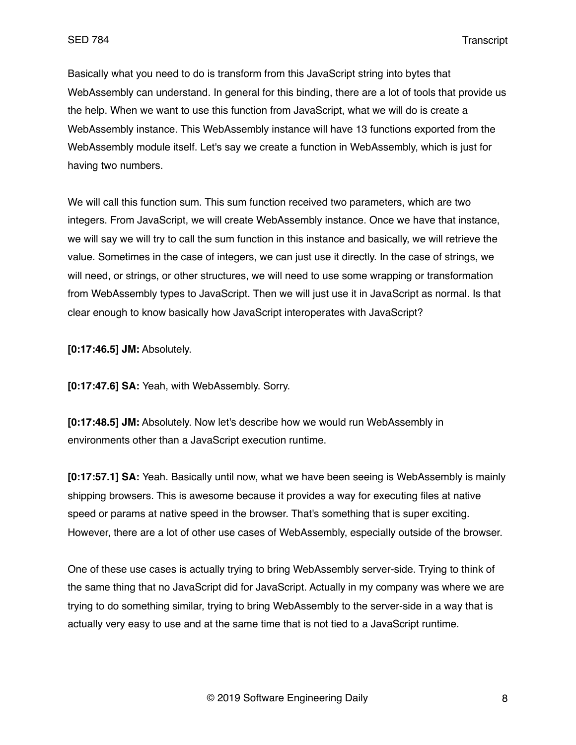Basically what you need to do is transform from this JavaScript string into bytes that WebAssembly can understand. In general for this binding, there are a lot of tools that provide us the help. When we want to use this function from JavaScript, what we will do is create a WebAssembly instance. This WebAssembly instance will have 13 functions exported from the WebAssembly module itself. Let's say we create a function in WebAssembly, which is just for having two numbers.

We will call this function sum. This sum function received two parameters, which are two integers. From JavaScript, we will create WebAssembly instance. Once we have that instance, we will say we will try to call the sum function in this instance and basically, we will retrieve the value. Sometimes in the case of integers, we can just use it directly. In the case of strings, we will need, or strings, or other structures, we will need to use some wrapping or transformation from WebAssembly types to JavaScript. Then we will just use it in JavaScript as normal. Is that clear enough to know basically how JavaScript interoperates with JavaScript?

**[0:17:46.5] JM:** Absolutely.

**[0:17:47.6] SA:** Yeah, with WebAssembly. Sorry.

**[0:17:48.5] JM:** Absolutely. Now let's describe how we would run WebAssembly in environments other than a JavaScript execution runtime.

**[0:17:57.1] SA:** Yeah. Basically until now, what we have been seeing is WebAssembly is mainly shipping browsers. This is awesome because it provides a way for executing files at native speed or params at native speed in the browser. That's something that is super exciting. However, there are a lot of other use cases of WebAssembly, especially outside of the browser.

One of these use cases is actually trying to bring WebAssembly server-side. Trying to think of the same thing that no JavaScript did for JavaScript. Actually in my company was where we are trying to do something similar, trying to bring WebAssembly to the server-side in a way that is actually very easy to use and at the same time that is not tied to a JavaScript runtime.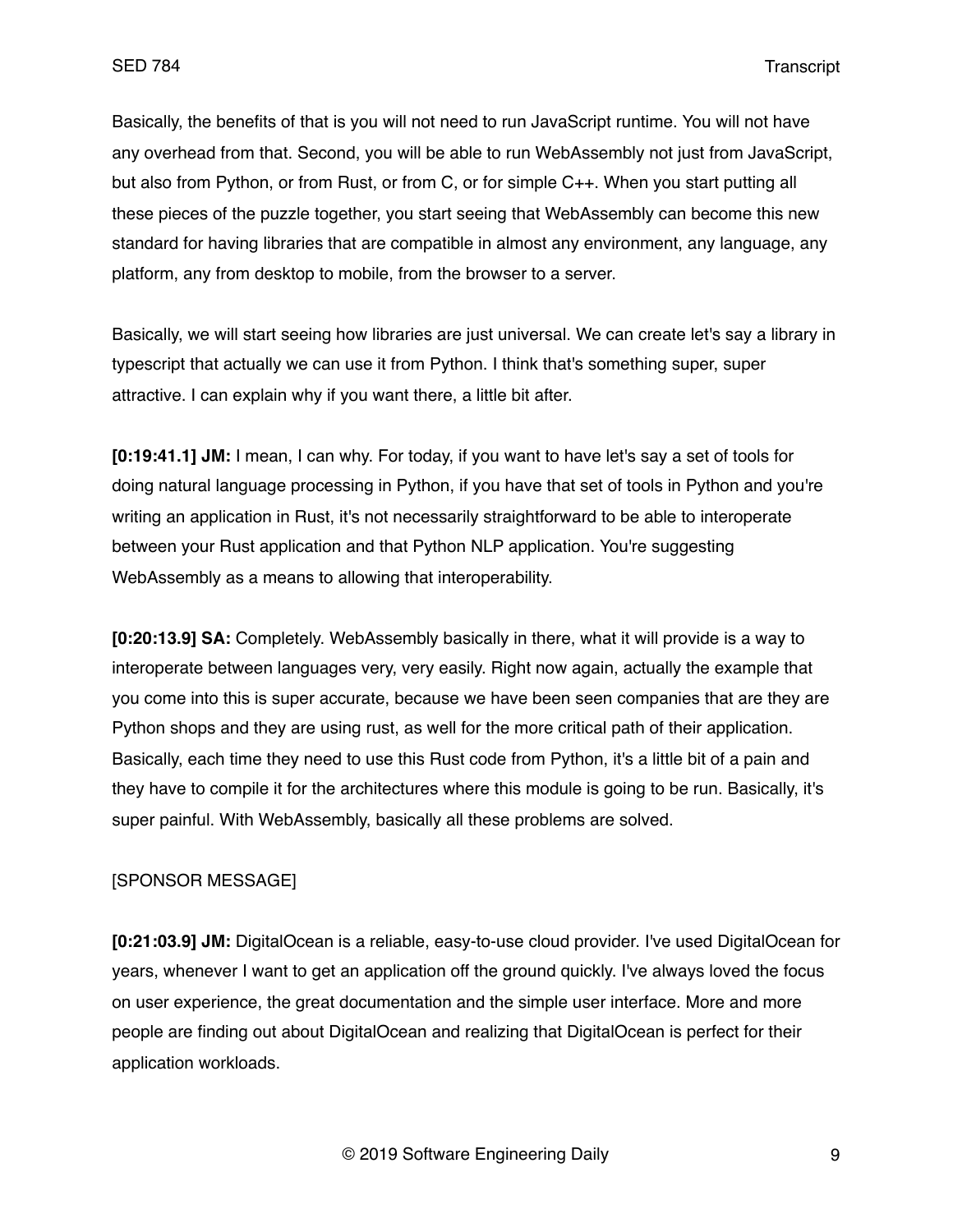Basically, the benefits of that is you will not need to run JavaScript runtime. You will not have any overhead from that. Second, you will be able to run WebAssembly not just from JavaScript, but also from Python, or from Rust, or from C, or for simple C++. When you start putting all these pieces of the puzzle together, you start seeing that WebAssembly can become this new standard for having libraries that are compatible in almost any environment, any language, any platform, any from desktop to mobile, from the browser to a server.

Basically, we will start seeing how libraries are just universal. We can create let's say a library in typescript that actually we can use it from Python. I think that's something super, super attractive. I can explain why if you want there, a little bit after.

**[0:19:41.1] JM:** I mean, I can why. For today, if you want to have let's say a set of tools for doing natural language processing in Python, if you have that set of tools in Python and you're writing an application in Rust, it's not necessarily straightforward to be able to interoperate between your Rust application and that Python NLP application. You're suggesting WebAssembly as a means to allowing that interoperability.

**[0:20:13.9] SA:** Completely. WebAssembly basically in there, what it will provide is a way to interoperate between languages very, very easily. Right now again, actually the example that you come into this is super accurate, because we have been seen companies that are they are Python shops and they are using rust, as well for the more critical path of their application. Basically, each time they need to use this Rust code from Python, it's a little bit of a pain and they have to compile it for the architectures where this module is going to be run. Basically, it's super painful. With WebAssembly, basically all these problems are solved.

[SPONSOR MESSAGE]

**[0:21:03.9] JM:** DigitalOcean is a reliable, easy-to-use cloud provider. I've used DigitalOcean for years, whenever I want to get an application off the ground quickly. I've always loved the focus on user experience, the great documentation and the simple user interface. More and more people are finding out about DigitalOcean and realizing that DigitalOcean is perfect for their application workloads.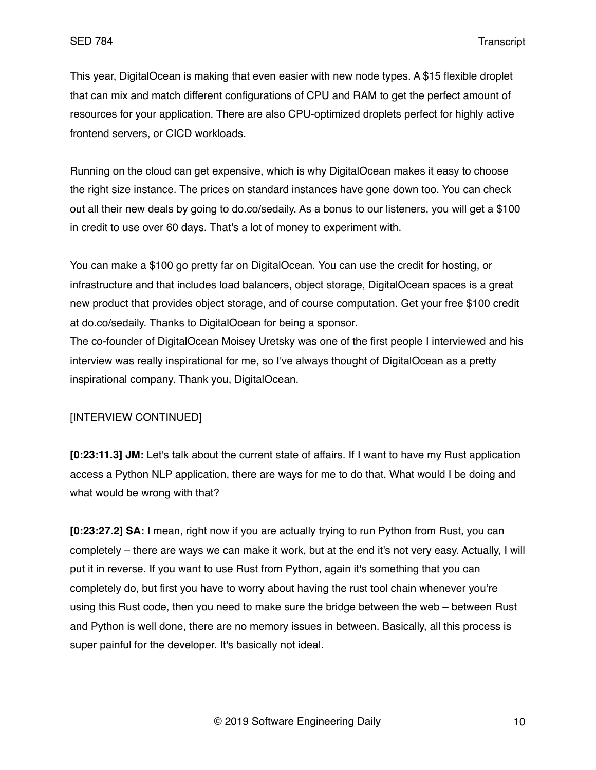This year, DigitalOcean is making that even easier with new node types. A $15 flexible droplet that can mix and match different configurations of CPU and RAM to get the perfect amount of resources for your application. There are also CPU-optimized droplets perfect for highly active frontend servers, or CICD workloads.

Running on the cloud can get expensive, which is why DigitalOcean makes it easy to choose the right size instance. The prices on standard instances have gone down too. You can check out all their new deals by going to do.co/sedaily. As a bonus to our listeners, you will get a $100 in credit to use over 60 days. That's a lot of money to experiment with.

You can make a $100 go pretty far on DigitalOcean. You can use the credit for hosting, or infrastructure and that includes load balancers, object storage, DigitalOcean spaces is a great new product that provides object storage, and of course computation. Get your free $100 credit at do.co/sedaily. Thanks to DigitalOcean for being a sponsor.
The co-founder of DigitalOcean Moisey Uretsky was one of the first people I interviewed and his interview was really inspirational for me, so I've always thought of DigitalOcean as a pretty inspirational company. Thank you, DigitalOcean.

[INTERVIEW CONTINUED]

**[0:23:11.3] JM:** Let's talk about the current state of affairs. If I want to have my Rust application access a Python NLP application, there are ways for me to do that. What would I be doing and what would be wrong with that?

**[0:23:27.2] SA:** I mean, right now if you are actually trying to run Python from Rust, you can completely – there are ways we can make it work, but at the end it's not very easy. Actually, I will put it in reverse. If you want to use Rust from Python, again it's something that you can completely do, but first you have to worry about having the rust tool chain whenever you're using this Rust code, then you need to make sure the bridge between the web – between Rust and Python is well done, there are no memory issues in between. Basically, all this process is super painful for the developer. It's basically not ideal.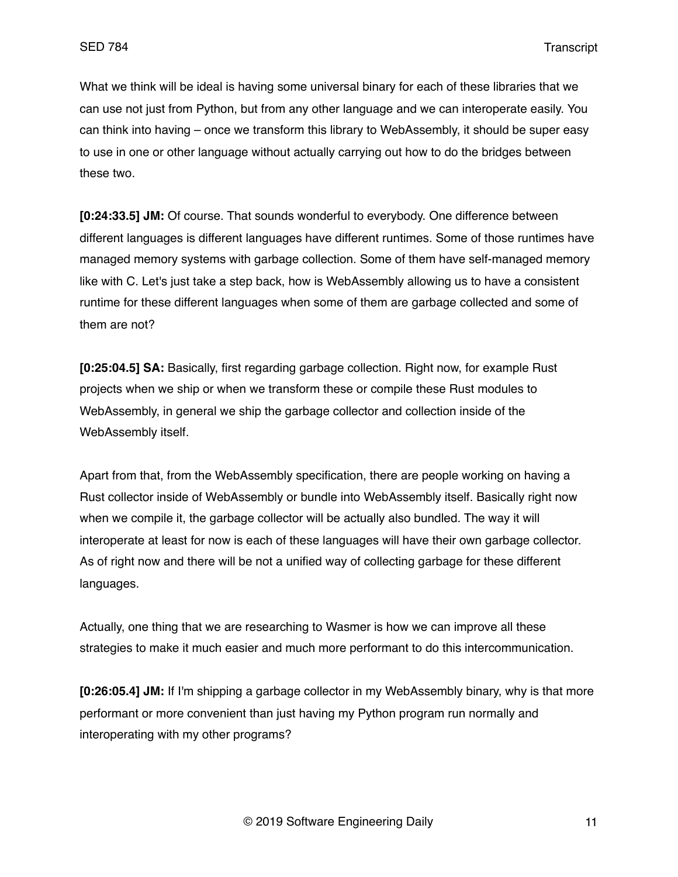What we think will be ideal is having some universal binary for each of these libraries that we can use not just from Python, but from any other language and we can interoperate easily. You can think into having – once we transform this library to WebAssembly, it should be super easy to use in one or other language without actually carrying out how to do the bridges between these two.

**[0:24:33.5] JM:** Of course. That sounds wonderful to everybody. One difference between different languages is different languages have different runtimes. Some of those runtimes have managed memory systems with garbage collection. Some of them have self-managed memory like with C. Let's just take a step back, how is WebAssembly allowing us to have a consistent runtime for these different languages when some of them are garbage collected and some of them are not?

**[0:25:04.5] SA:** Basically, first regarding garbage collection. Right now, for example Rust projects when we ship or when we transform these or compile these Rust modules to WebAssembly, in general we ship the garbage collector and collection inside of the WebAssembly itself.

Apart from that, from the WebAssembly specification, there are people working on having a Rust collector inside of WebAssembly or bundle into WebAssembly itself. Basically right now when we compile it, the garbage collector will be actually also bundled. The way it will interoperate at least for now is each of these languages will have their own garbage collector. As of right now and there will be not a unified way of collecting garbage for these different languages.

Actually, one thing that we are researching to Wasmer is how we can improve all these strategies to make it much easier and much more performant to do this intercommunication.

**[0:26:05.4] JM:** If I'm shipping a garbage collector in my WebAssembly binary, why is that more performant or more convenient than just having my Python program run normally and interoperating with my other programs?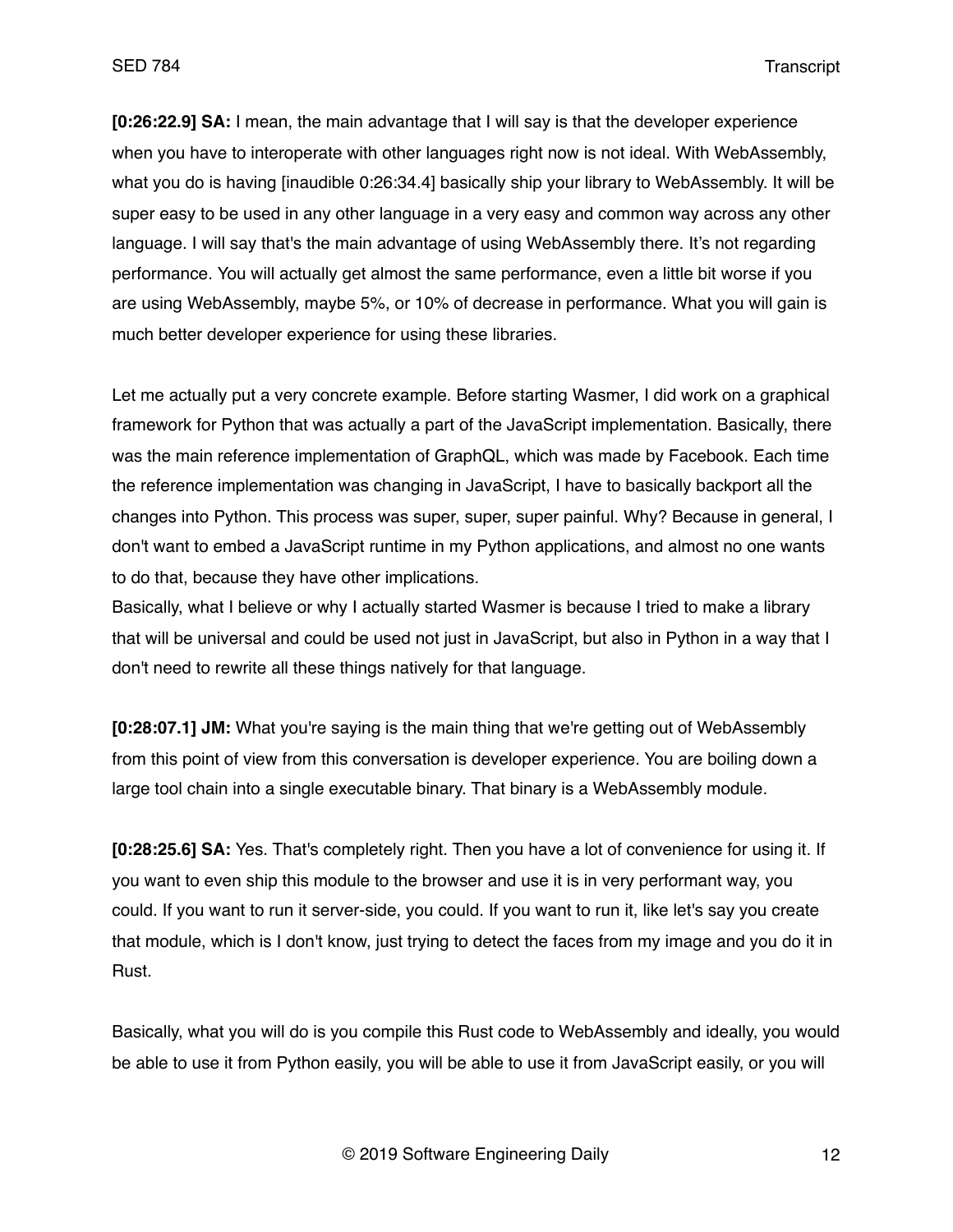**[0:26:22.9] SA:** I mean, the main advantage that I will say is that the developer experience when you have to interoperate with other languages right now is not ideal. With WebAssembly, what you do is having [inaudible 0:26:34.4] basically ship your library to WebAssembly. It will be super easy to be used in any other language in a very easy and common way across any other language. I will say that's the main advantage of using WebAssembly there. It's not regarding performance. You will actually get almost the same performance, even a little bit worse if you are using WebAssembly, maybe 5%, or 10% of decrease in performance. What you will gain is much better developer experience for using these libraries.

Let me actually put a very concrete example. Before starting Wasmer, I did work on a graphical framework for Python that was actually a part of the JavaScript implementation. Basically, there was the main reference implementation of GraphQL, which was made by Facebook. Each time the reference implementation was changing in JavaScript, I have to basically backport all the changes into Python. This process was super, super, super painful. Why? Because in general, I don't want to embed a JavaScript runtime in my Python applications, and almost no one wants to do that, because they have other implications.

Basically, what I believe or why I actually started Wasmer is because I tried to make a library that will be universal and could be used not just in JavaScript, but also in Python in a way that I don't need to rewrite all these things natively for that language.

**[0:28:07.1] JM:** What you're saying is the main thing that we're getting out of WebAssembly from this point of view from this conversation is developer experience. You are boiling down a large tool chain into a single executable binary. That binary is a WebAssembly module.

**[0:28:25.6] SA:** Yes. That's completely right. Then you have a lot of convenience for using it. If you want to even ship this module to the browser and use it is in very performant way, you could. If you want to run it server-side, you could. If you want to run it, like let's say you create that module, which is I don't know, just trying to detect the faces from my image and you do it in Rust.

Basically, what you will do is you compile this Rust code to WebAssembly and ideally, you would be able to use it from Python easily, you will be able to use it from JavaScript easily, or you will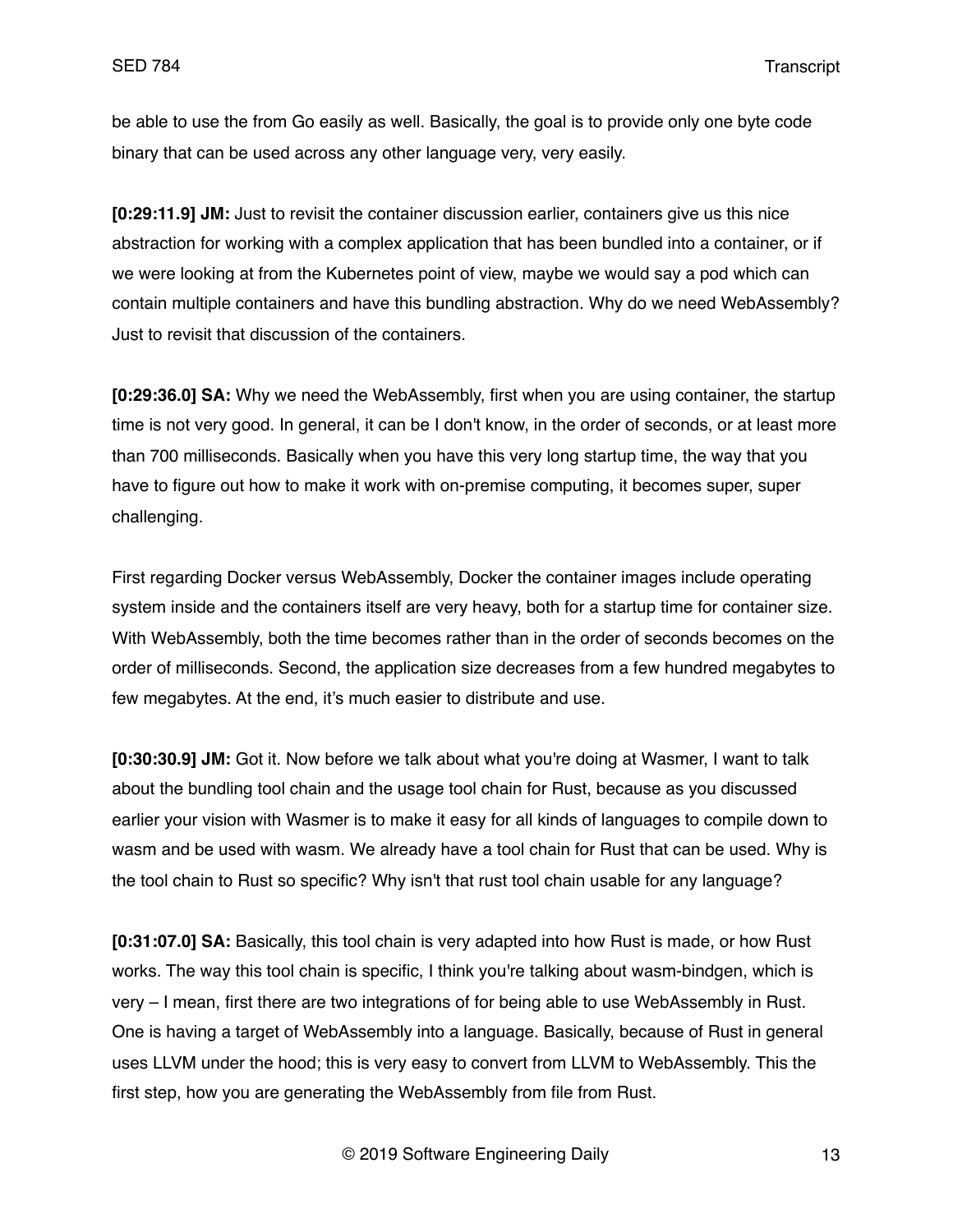be able to use the from Go easily as well. Basically, the goal is to provide only one byte code binary that can be used across any other language very, very easily.

**[0:29:11.9] JM:** Just to revisit the container discussion earlier, containers give us this nice abstraction for working with a complex application that has been bundled into a container, or if we were looking at from the Kubernetes point of view, maybe we would say a pod which can contain multiple containers and have this bundling abstraction. Why do we need WebAssembly? Just to revisit that discussion of the containers.

**[0:29:36.0] SA:** Why we need the WebAssembly, first when you are using container, the startup time is not very good. In general, it can be I don't know, in the order of seconds, or at least more than 700 milliseconds. Basically when you have this very long startup time, the way that you have to figure out how to make it work with on-premise computing, it becomes super, super challenging.

First regarding Docker versus WebAssembly, Docker the container images include operating system inside and the containers itself are very heavy, both for a startup time for container size. With WebAssembly, both the time becomes rather than in the order of seconds becomes on the order of milliseconds. Second, the application size decreases from a few hundred megabytes to few megabytes. At the end, it's much easier to distribute and use.

**[0:30:30.9] JM:** Got it. Now before we talk about what you're doing at Wasmer, I want to talk about the bundling tool chain and the usage tool chain for Rust, because as you discussed earlier your vision with Wasmer is to make it easy for all kinds of languages to compile down to wasm and be used with wasm. We already have a tool chain for Rust that can be used. Why is the tool chain to Rust so specific? Why isn't that rust tool chain usable for any language?

**[0:31:07.0] SA:** Basically, this tool chain is very adapted into how Rust is made, or how Rust works. The way this tool chain is specific, I think you're talking about wasm-bindgen, which is very – I mean, first there are two integrations of for being able to use WebAssembly in Rust. One is having a target of WebAssembly into a language. Basically, because of Rust in general uses LLVM under the hood; this is very easy to convert from LLVM to WebAssembly. This the first step, how you are generating the WebAssembly from file from Rust.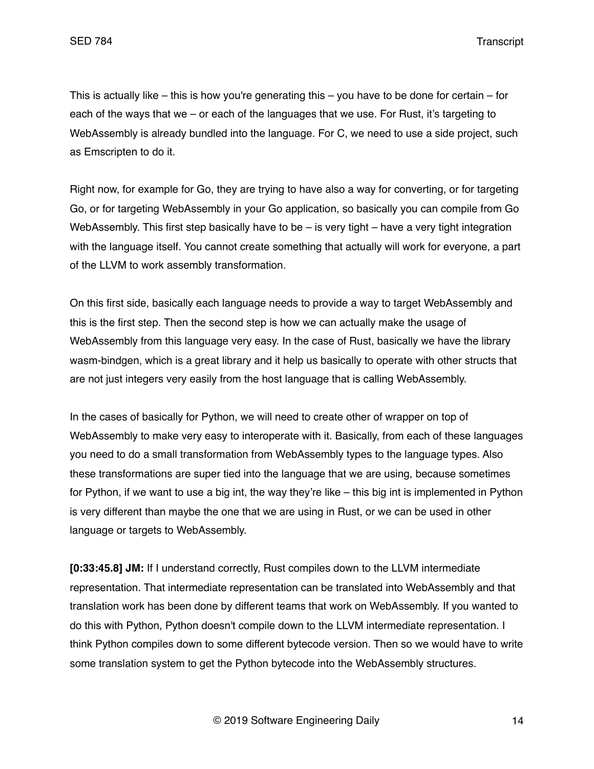This is actually like – this is how you're generating this – you have to be done for certain – for each of the ways that we – or each of the languages that we use. For Rust, it's targeting to WebAssembly is already bundled into the language. For C, we need to use a side project, such as Emscripten to do it.

Right now, for example for Go, they are trying to have also a way for converting, or for targeting Go, or for targeting WebAssembly in your Go application, so basically you can compile from Go WebAssembly. This first step basically have to be – is very tight – have a very tight integration with the language itself. You cannot create something that actually will work for everyone, a part of the LLVM to work assembly transformation.

On this first side, basically each language needs to provide a way to target WebAssembly and this is the first step. Then the second step is how we can actually make the usage of WebAssembly from this language very easy. In the case of Rust, basically we have the library wasm-bindgen, which is a great library and it help us basically to operate with other structs that are not just integers very easily from the host language that is calling WebAssembly.

In the cases of basically for Python, we will need to create other of wrapper on top of WebAssembly to make very easy to interoperate with it. Basically, from each of these languages you need to do a small transformation from WebAssembly types to the language types. Also these transformations are super tied into the language that we are using, because sometimes for Python, if we want to use a big int, the way they're like – this big int is implemented in Python is very different than maybe the one that we are using in Rust, or we can be used in other language or targets to WebAssembly.

**[0:33:45.8] JM:** If I understand correctly, Rust compiles down to the LLVM intermediate representation. That intermediate representation can be translated into WebAssembly and that translation work has been done by different teams that work on WebAssembly. If you wanted to do this with Python, Python doesn't compile down to the LLVM intermediate representation. I think Python compiles down to some different bytecode version. Then so we would have to write some translation system to get the Python bytecode into the WebAssembly structures.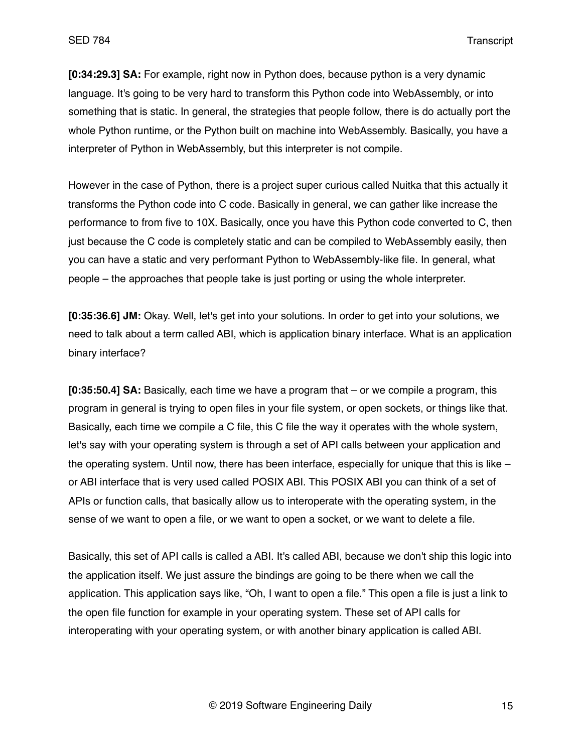**[0:34:29.3] SA:** For example, right now in Python does, because python is a very dynamic language. It's going to be very hard to transform this Python code into WebAssembly, or into something that is static. In general, the strategies that people follow, there is do actually port the whole Python runtime, or the Python built on machine into WebAssembly. Basically, you have a interpreter of Python in WebAssembly, but this interpreter is not compile.

However in the case of Python, there is a project super curious called Nuitka that this actually it transforms the Python code into C code. Basically in general, we can gather like increase the performance to from five to 10X. Basically, once you have this Python code converted to C, then just because the C code is completely static and can be compiled to WebAssembly easily, then you can have a static and very performant Python to WebAssembly-like file. In general, what people – the approaches that people take is just porting or using the whole interpreter.

**[0:35:36.6] JM:** Okay. Well, let's get into your solutions. In order to get into your solutions, we need to talk about a term called ABI, which is application binary interface. What is an application binary interface?

**[0:35:50.4] SA:** Basically, each time we have a program that – or we compile a program, this program in general is trying to open files in your file system, or open sockets, or things like that. Basically, each time we compile a C file, this C file the way it operates with the whole system, let's say with your operating system is through a set of API calls between your application and the operating system. Until now, there has been interface, especially for unique that this is like – or ABI interface that is very used called POSIX ABI. This POSIX ABI you can think of a set of APIs or function calls, that basically allow us to interoperate with the operating system, in the sense of we want to open a file, or we want to open a socket, or we want to delete a file.

Basically, this set of API calls is called a ABI. It's called ABI, because we don't ship this logic into the application itself. We just assure the bindings are going to be there when we call the application. This application says like, "Oh, I want to open a file." This open a file is just a link to the open file function for example in your operating system. These set of API calls for interoperating with your operating system, or with another binary application is called ABI.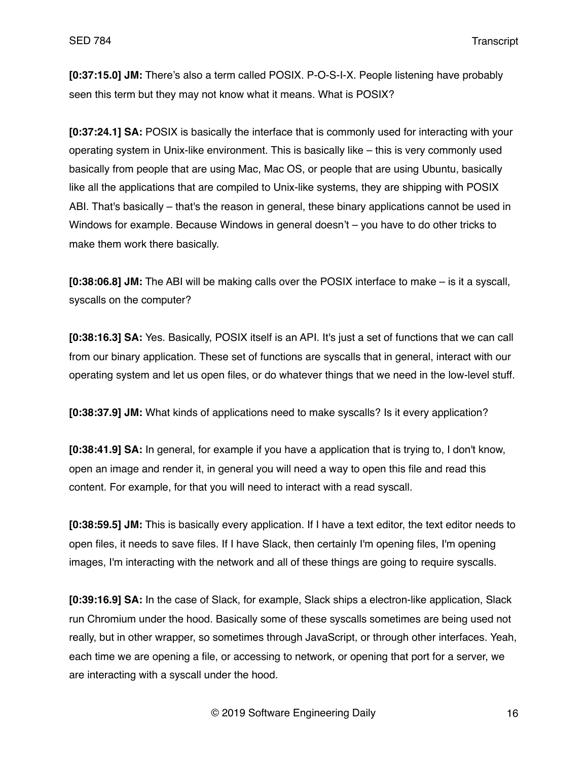**[0:37:15.0] JM:** There's also a term called POSIX. P-O-S-I-X. People listening have probably seen this term but they may not know what it means. What is POSIX?

**[0:37:24.1] SA:** POSIX is basically the interface that is commonly used for interacting with your operating system in Unix-like environment. This is basically like – this is very commonly used basically from people that are using Mac, Mac OS, or people that are using Ubuntu, basically like all the applications that are compiled to Unix-like systems, they are shipping with POSIX ABI. That's basically – that's the reason in general, these binary applications cannot be used in Windows for example. Because Windows in general doesn't – you have to do other tricks to make them work there basically.

**[0:38:06.8] JM:** The ABI will be making calls over the POSIX interface to make – is it a syscall, syscalls on the computer?

**[0:38:16.3] SA:** Yes. Basically, POSIX itself is an API. It's just a set of functions that we can call from our binary application. These set of functions are syscalls that in general, interact with our operating system and let us open files, or do whatever things that we need in the low-level stuff.

**[0:38:37.9] JM:** What kinds of applications need to make syscalls? Is it every application?

**[0:38:41.9] SA:** In general, for example if you have a application that is trying to, I don't know, open an image and render it, in general you will need a way to open this file and read this content. For example, for that you will need to interact with a read syscall.

**[0:38:59.5] JM:** This is basically every application. If I have a text editor, the text editor needs to open files, it needs to save files. If I have Slack, then certainly I'm opening files, I'm opening images, I'm interacting with the network and all of these things are going to require syscalls.

**[0:39:16.9] SA:** In the case of Slack, for example, Slack ships a electron-like application, Slack run Chromium under the hood. Basically some of these syscalls sometimes are being used not really, but in other wrapper, so sometimes through JavaScript, or through other interfaces. Yeah, each time we are opening a file, or accessing to network, or opening that port for a server, we are interacting with a syscall under the hood.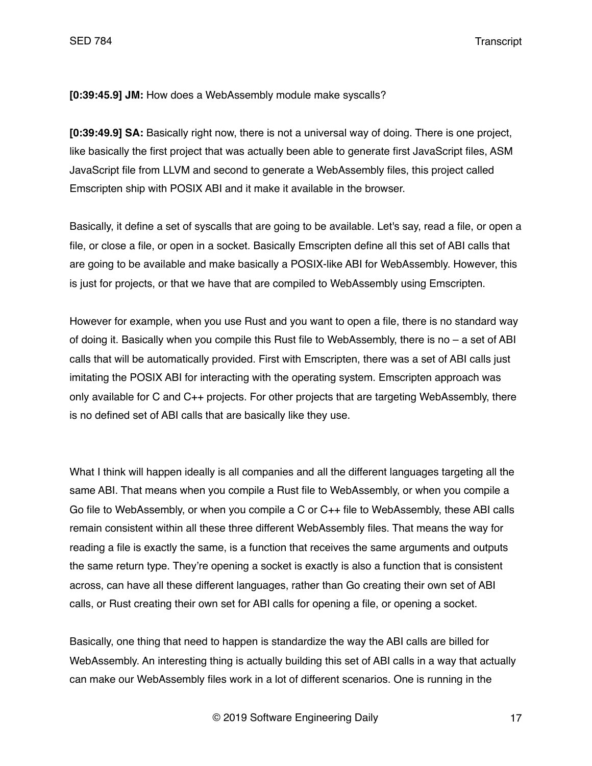**[0:39:45.9] JM:** How does a WebAssembly module make syscalls?

**[0:39:49.9] SA:** Basically right now, there is not a universal way of doing. There is one project, like basically the first project that was actually been able to generate first JavaScript files, ASM JavaScript file from LLVM and second to generate a WebAssembly files, this project called Emscripten ship with POSIX ABI and it make it available in the browser.

Basically, it define a set of syscalls that are going to be available. Let's say, read a file, or open a file, or close a file, or open in a socket. Basically Emscripten define all this set of ABI calls that are going to be available and make basically a POSIX-like ABI for WebAssembly. However, this is just for projects, or that we have that are compiled to WebAssembly using Emscripten.

However for example, when you use Rust and you want to open a file, there is no standard way of doing it. Basically when you compile this Rust file to WebAssembly, there is no – a set of ABI calls that will be automatically provided. First with Emscripten, there was a set of ABI calls just imitating the POSIX ABI for interacting with the operating system. Emscripten approach was only available for C and C++ projects. For other projects that are targeting WebAssembly, there is no defined set of ABI calls that are basically like they use.

What I think will happen ideally is all companies and all the different languages targeting all the same ABI. That means when you compile a Rust file to WebAssembly, or when you compile a Go file to WebAssembly, or when you compile a C or C++ file to WebAssembly, these ABI calls remain consistent within all these three different WebAssembly files. That means the way for reading a file is exactly the same, is a function that receives the same arguments and outputs the same return type. They're opening a socket is exactly is also a function that is consistent across, can have all these different languages, rather than Go creating their own set of ABI calls, or Rust creating their own set for ABI calls for opening a file, or opening a socket.

Basically, one thing that need to happen is standardize the way the ABI calls are billed for WebAssembly. An interesting thing is actually building this set of ABI calls in a way that actually can make our WebAssembly files work in a lot of different scenarios. One is running in the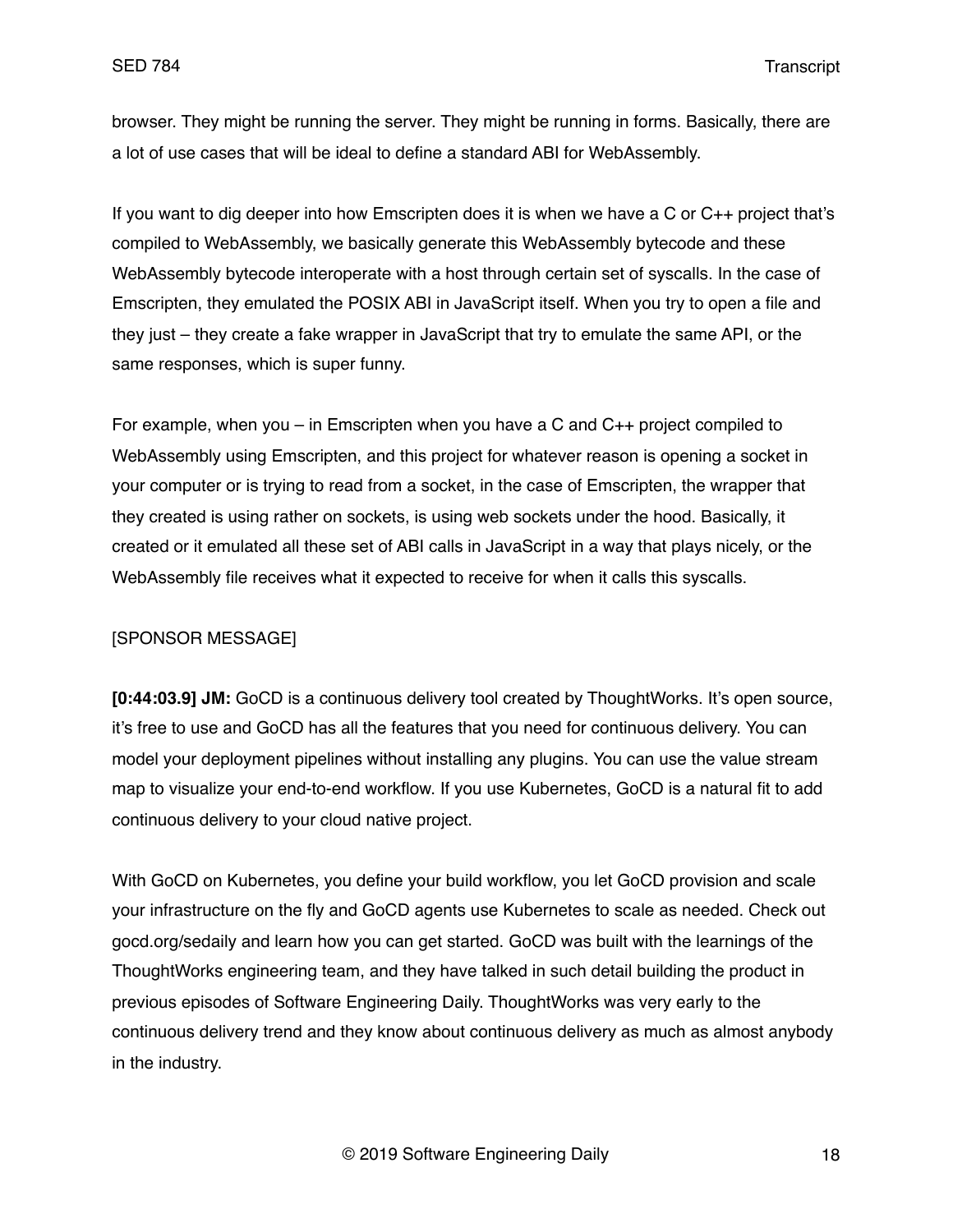browser. They might be running the server. They might be running in forms. Basically, there are a lot of use cases that will be ideal to define a standard ABI for WebAssembly.

If you want to dig deeper into how Emscripten does it is when we have a C or C++ project that's compiled to WebAssembly, we basically generate this WebAssembly bytecode and these WebAssembly bytecode interoperate with a host through certain set of syscalls. In the case of Emscripten, they emulated the POSIX ABI in JavaScript itself. When you try to open a file and they just – they create a fake wrapper in JavaScript that try to emulate the same API, or the same responses, which is super funny.

For example, when you – in Emscripten when you have a C and C++ project compiled to WebAssembly using Emscripten, and this project for whatever reason is opening a socket in your computer or is trying to read from a socket, in the case of Emscripten, the wrapper that they created is using rather on sockets, is using web sockets under the hood. Basically, it created or it emulated all these set of ABI calls in JavaScript in a way that plays nicely, or the WebAssembly file receives what it expected to receive for when it calls this syscalls.

[SPONSOR MESSAGE]

**[0:44:03.9] JM:** GoCD is a continuous delivery tool created by ThoughtWorks. It's open source, it's free to use and GoCD has all the features that you need for continuous delivery. You can model your deployment pipelines without installing any plugins. You can use the value stream map to visualize your end-to-end workflow. If you use Kubernetes, GoCD is a natural fit to add continuous delivery to your cloud native project.

With GoCD on Kubernetes, you define your build workflow, you let GoCD provision and scale your infrastructure on the fly and GoCD agents use Kubernetes to scale as needed. Check out gocd.org/sedaily and learn how you can get started. GoCD was built with the learnings of the ThoughtWorks engineering team, and they have talked in such detail building the product in previous episodes of Software Engineering Daily. ThoughtWorks was very early to the continuous delivery trend and they know about continuous delivery as much as almost anybody in the industry.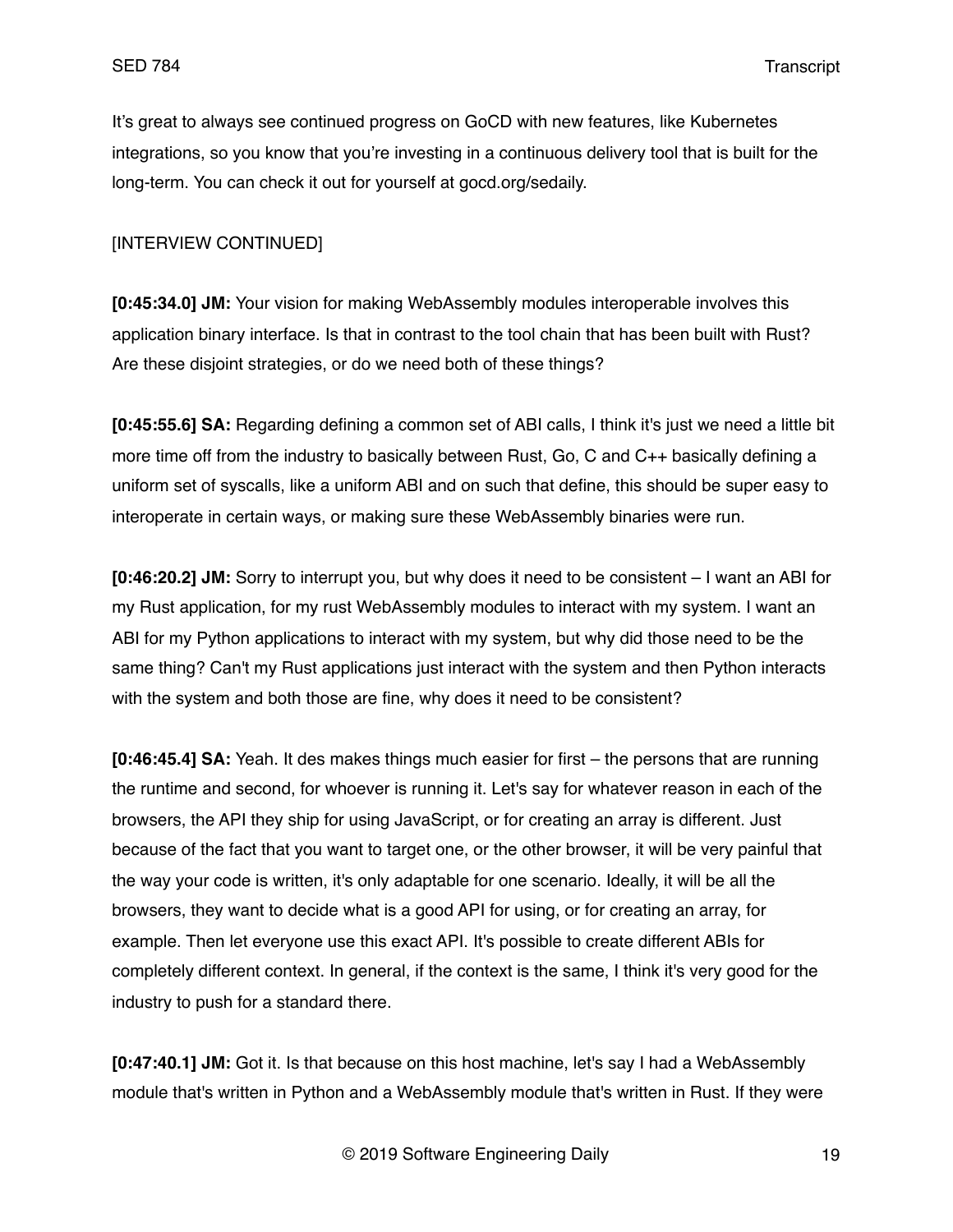It's great to always see continued progress on GoCD with new features, like Kubernetes integrations, so you know that you're investing in a continuous delivery tool that is built for the long-term. You can check it out for yourself at gocd.org/sedaily.

[INTERVIEW CONTINUED]

**[0:45:34.0] JM:** Your vision for making WebAssembly modules interoperable involves this application binary interface. Is that in contrast to the tool chain that has been built with Rust? Are these disjoint strategies, or do we need both of these things?

**[0:45:55.6] SA:** Regarding defining a common set of ABI calls, I think it's just we need a little bit more time off from the industry to basically between Rust, Go, C and C++ basically defining a uniform set of syscalls, like a uniform ABI and on such that define, this should be super easy to interoperate in certain ways, or making sure these WebAssembly binaries were run.

**[0:46:20.2] JM:** Sorry to interrupt you, but why does it need to be consistent – I want an ABI for my Rust application, for my rust WebAssembly modules to interact with my system. I want an ABI for my Python applications to interact with my system, but why did those need to be the same thing? Can't my Rust applications just interact with the system and then Python interacts with the system and both those are fine, why does it need to be consistent?

**[0:46:45.4] SA:** Yeah. It des makes things much easier for first – the persons that are running the runtime and second, for whoever is running it. Let's say for whatever reason in each of the browsers, the API they ship for using JavaScript, or for creating an array is different. Just because of the fact that you want to target one, or the other browser, it will be very painful that the way your code is written, it's only adaptable for one scenario. Ideally, it will be all the browsers, they want to decide what is a good API for using, or for creating an array, for example. Then let everyone use this exact API. It's possible to create different ABIs for completely different context. In general, if the context is the same, I think it's very good for the industry to push for a standard there.

**[0:47:40.1] JM:** Got it. Is that because on this host machine, let's say I had a WebAssembly module that's written in Python and a WebAssembly module that's written in Rust. If they were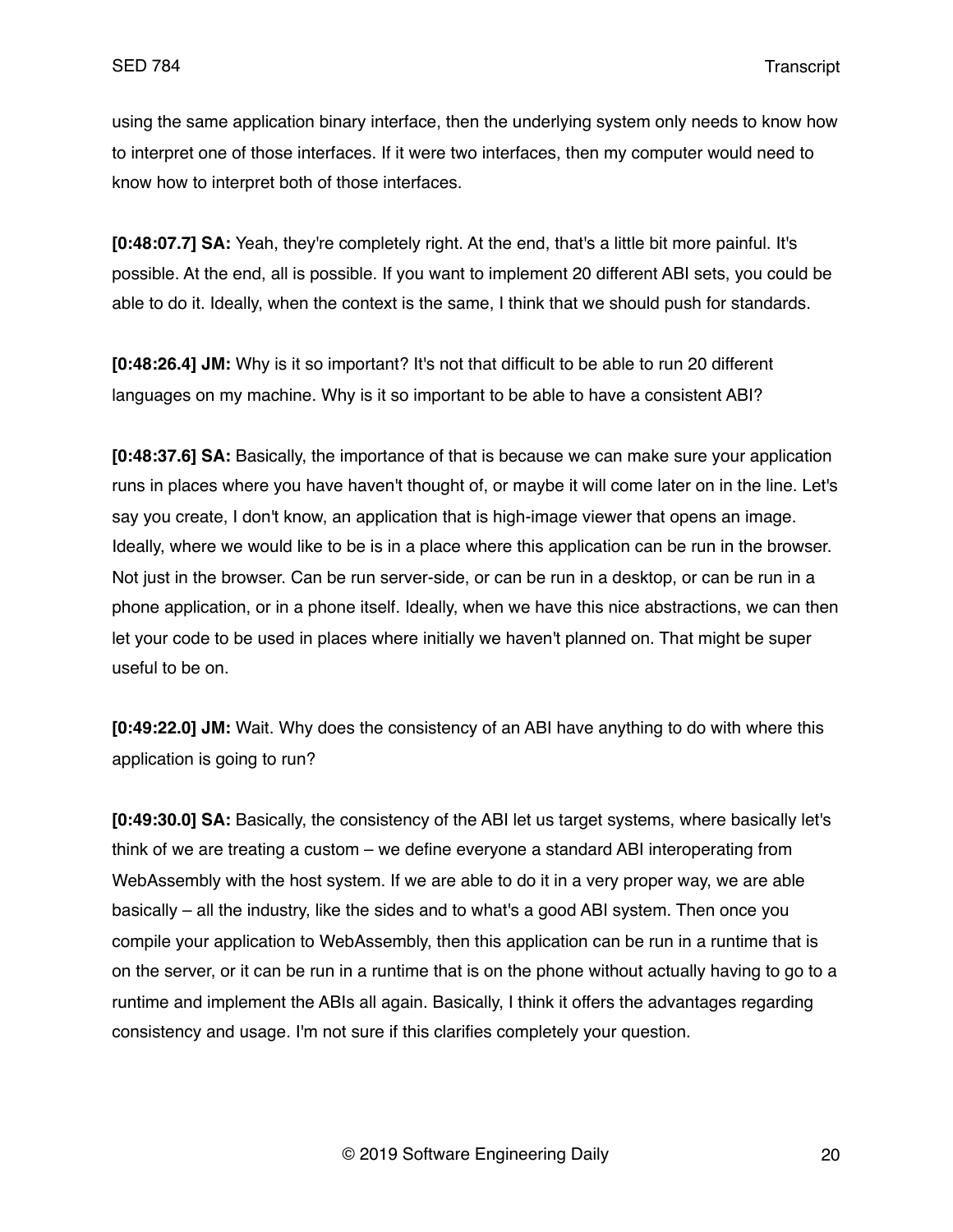using the same application binary interface, then the underlying system only needs to know how to interpret one of those interfaces. If it were two interfaces, then my computer would need to know how to interpret both of those interfaces.

**[0:48:07.7] SA:** Yeah, they're completely right. At the end, that's a little bit more painful. It's possible. At the end, all is possible. If you want to implement 20 different ABI sets, you could be able to do it. Ideally, when the context is the same, I think that we should push for standards.

**[0:48:26.4] JM:** Why is it so important? It's not that difficult to be able to run 20 different languages on my machine. Why is it so important to be able to have a consistent ABI?

**[0:48:37.6] SA:** Basically, the importance of that is because we can make sure your application runs in places where you have haven't thought of, or maybe it will come later on in the line. Let's say you create, I don't know, an application that is high-image viewer that opens an image. Ideally, where we would like to be is in a place where this application can be run in the browser. Not just in the browser. Can be run server-side, or can be run in a desktop, or can be run in a phone application, or in a phone itself. Ideally, when we have this nice abstractions, we can then let your code to be used in places where initially we haven't planned on. That might be super useful to be on.

**[0:49:22.0] JM:** Wait. Why does the consistency of an ABI have anything to do with where this application is going to run?

**[0:49:30.0] SA:** Basically, the consistency of the ABI let us target systems, where basically let's think of we are treating a custom – we define everyone a standard ABI interoperating from WebAssembly with the host system. If we are able to do it in a very proper way, we are able basically – all the industry, like the sides and to what's a good ABI system. Then once you compile your application to WebAssembly, then this application can be run in a runtime that is on the server, or it can be run in a runtime that is on the phone without actually having to go to a runtime and implement the ABIs all again. Basically, I think it offers the advantages regarding consistency and usage. I'm not sure if this clarifies completely your question.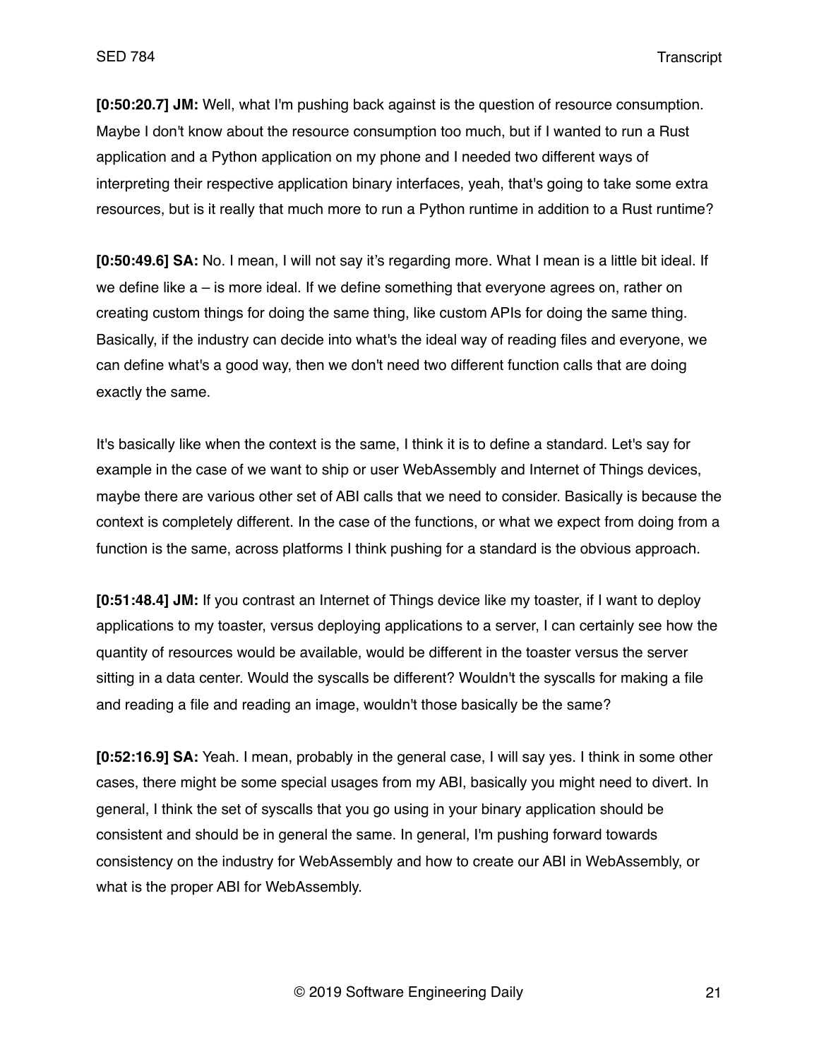**[0:50:20.7] JM:** Well, what I'm pushing back against is the question of resource consumption. Maybe I don't know about the resource consumption too much, but if I wanted to run a Rust application and a Python application on my phone and I needed two different ways of interpreting their respective application binary interfaces, yeah, that's going to take some extra resources, but is it really that much more to run a Python runtime in addition to a Rust runtime?

**[0:50:49.6] SA:** No. I mean, I will not say it's regarding more. What I mean is a little bit ideal. If we define like a – is more ideal. If we define something that everyone agrees on, rather on creating custom things for doing the same thing, like custom APIs for doing the same thing. Basically, if the industry can decide into what's the ideal way of reading files and everyone, we can define what's a good way, then we don't need two different function calls that are doing exactly the same.

It's basically like when the context is the same, I think it is to define a standard. Let's say for example in the case of we want to ship or user WebAssembly and Internet of Things devices, maybe there are various other set of ABI calls that we need to consider. Basically is because the context is completely different. In the case of the functions, or what we expect from doing from a function is the same, across platforms I think pushing for a standard is the obvious approach.

**[0:51:48.4] JM:** If you contrast an Internet of Things device like my toaster, if I want to deploy applications to my toaster, versus deploying applications to a server, I can certainly see how the quantity of resources would be available, would be different in the toaster versus the server sitting in a data center. Would the syscalls be different? Wouldn't the syscalls for making a file and reading a file and reading an image, wouldn't those basically be the same?

**[0:52:16.9] SA:** Yeah. I mean, probably in the general case, I will say yes. I think in some other cases, there might be some special usages from my ABI, basically you might need to divert. In general, I think the set of syscalls that you go using in your binary application should be consistent and should be in general the same. In general, I'm pushing forward towards consistency on the industry for WebAssembly and how to create our ABI in WebAssembly, or what is the proper ABI for WebAssembly.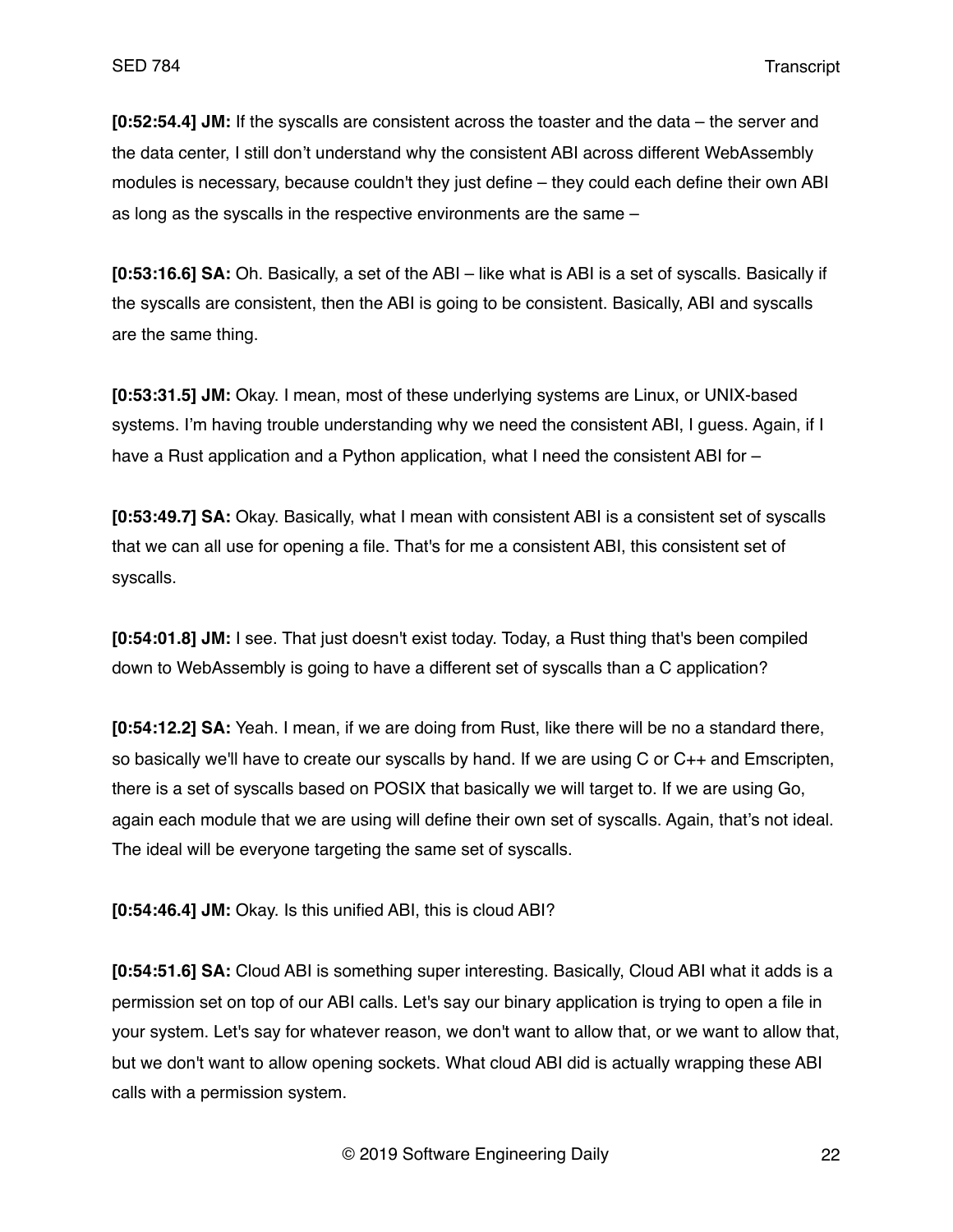**[0:52:54.4] JM:** If the syscalls are consistent across the toaster and the data – the server and the data center, I still don't understand why the consistent ABI across different WebAssembly modules is necessary, because couldn't they just define – they could each define their own ABI as long as the syscalls in the respective environments are the same –

**[0:53:16.6] SA:** Oh. Basically, a set of the ABI – like what is ABI is a set of syscalls. Basically if the syscalls are consistent, then the ABI is going to be consistent. Basically, ABI and syscalls are the same thing.

**[0:53:31.5] JM:** Okay. I mean, most of these underlying systems are Linux, or UNIX-based systems. I'm having trouble understanding why we need the consistent ABI, I guess. Again, if I have a Rust application and a Python application, what I need the consistent ABI for –

**[0:53:49.7] SA:** Okay. Basically, what I mean with consistent ABI is a consistent set of syscalls that we can all use for opening a file. That's for me a consistent ABI, this consistent set of syscalls.

**[0:54:01.8] JM:** I see. That just doesn't exist today. Today, a Rust thing that's been compiled down to WebAssembly is going to have a different set of syscalls than a C application?

**[0:54:12.2] SA:** Yeah. I mean, if we are doing from Rust, like there will be no a standard there, so basically we'll have to create our syscalls by hand. If we are using C or C++ and Emscripten, there is a set of syscalls based on POSIX that basically we will target to. If we are using Go, again each module that we are using will define their own set of syscalls. Again, that's not ideal. The ideal will be everyone targeting the same set of syscalls.

**[0:54:46.4] JM:** Okay. Is this unified ABI, this is cloud ABI?

**[0:54:51.6] SA:** Cloud ABI is something super interesting. Basically, Cloud ABI what it adds is a permission set on top of our ABI calls. Let's say our binary application is trying to open a file in your system. Let's say for whatever reason, we don't want to allow that, or we want to allow that, but we don't want to allow opening sockets. What cloud ABI did is actually wrapping these ABI calls with a permission system.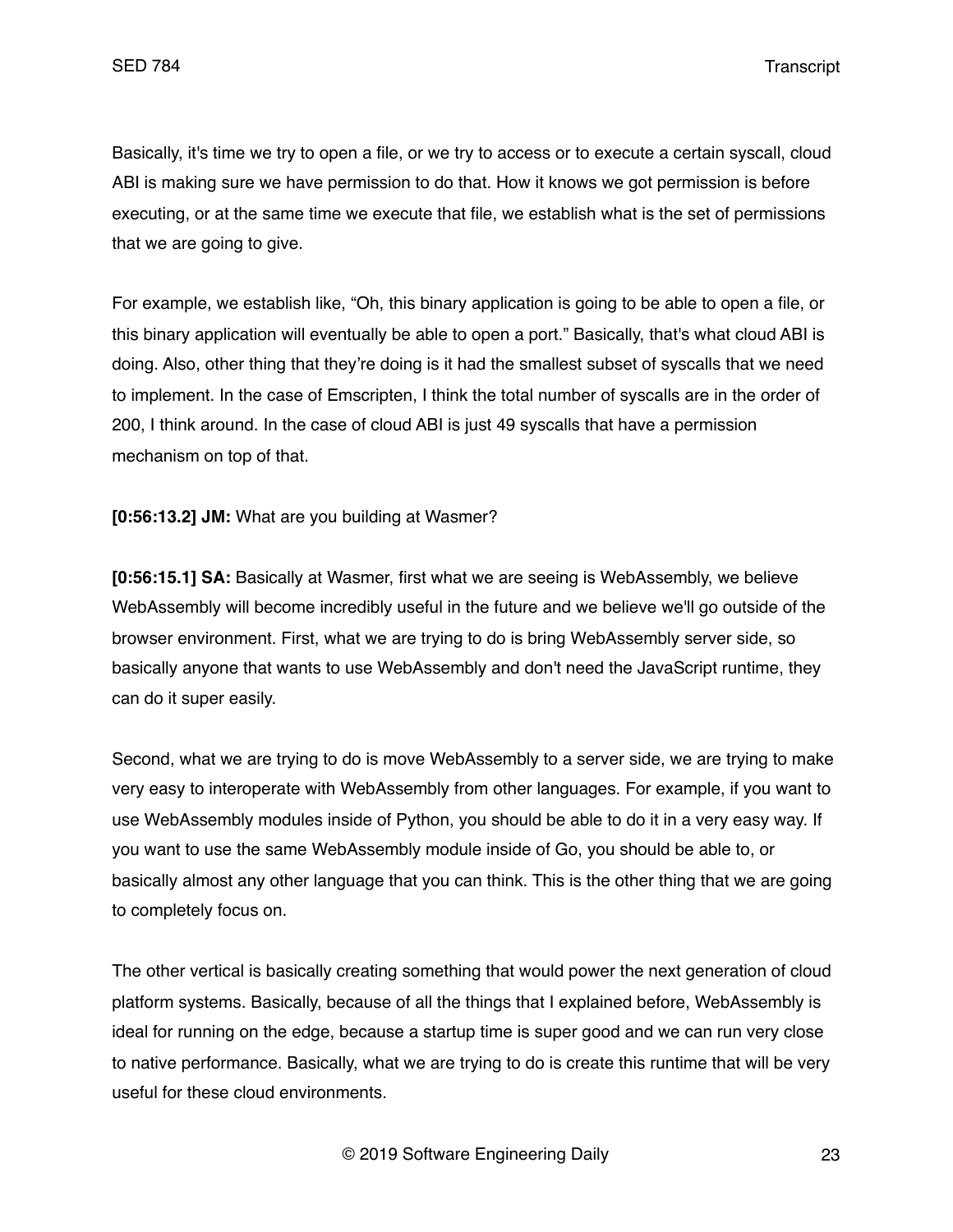Basically, it's time we try to open a file, or we try to access or to execute a certain syscall, cloud ABI is making sure we have permission to do that. How it knows we got permission is before executing, or at the same time we execute that file, we establish what is the set of permissions that we are going to give.

For example, we establish like, "Oh, this binary application is going to be able to open a file, or this binary application will eventually be able to open a port." Basically, that's what cloud ABI is doing. Also, other thing that they're doing is it had the smallest subset of syscalls that we need to implement. In the case of Emscripten, I think the total number of syscalls are in the order of 200, I think around. In the case of cloud ABI is just 49 syscalls that have a permission mechanism on top of that.

**[0:56:13.2] JM:** What are you building at Wasmer?

**[0:56:15.1] SA:** Basically at Wasmer, first what we are seeing is WebAssembly, we believe WebAssembly will become incredibly useful in the future and we believe we'll go outside of the browser environment. First, what we are trying to do is bring WebAssembly server side, so basically anyone that wants to use WebAssembly and don't need the JavaScript runtime, they can do it super easily.

Second, what we are trying to do is move WebAssembly to a server side, we are trying to make very easy to interoperate with WebAssembly from other languages. For example, if you want to use WebAssembly modules inside of Python, you should be able to do it in a very easy way. If you want to use the same WebAssembly module inside of Go, you should be able to, or basically almost any other language that you can think. This is the other thing that we are going to completely focus on.

The other vertical is basically creating something that would power the next generation of cloud platform systems. Basically, because of all the things that I explained before, WebAssembly is ideal for running on the edge, because a startup time is super good and we can run very close to native performance. Basically, what we are trying to do is create this runtime that will be very useful for these cloud environments.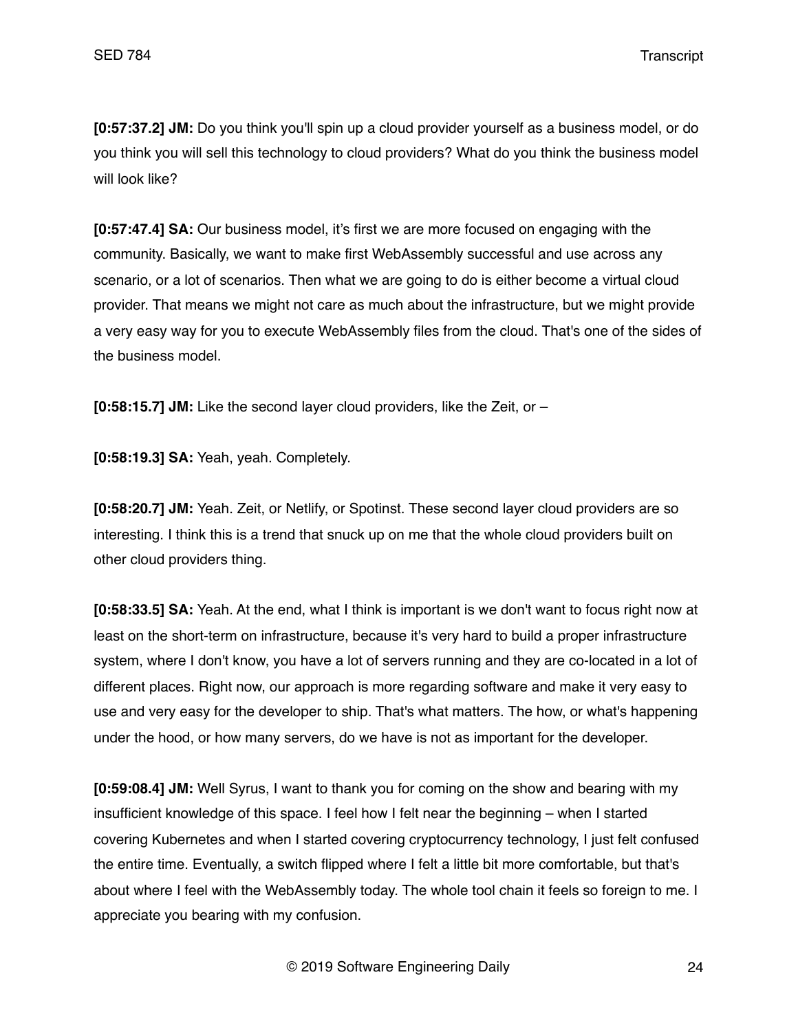**[0:57:37.2] JM:** Do you think you'll spin up a cloud provider yourself as a business model, or do you think you will sell this technology to cloud providers? What do you think the business model will look like?

**[0:57:47.4] SA:** Our business model, it's first we are more focused on engaging with the community. Basically, we want to make first WebAssembly successful and use across any scenario, or a lot of scenarios. Then what we are going to do is either become a virtual cloud provider. That means we might not care as much about the infrastructure, but we might provide a very easy way for you to execute WebAssembly files from the cloud. That's one of the sides of the business model.

**[0:58:15.7] JM:** Like the second layer cloud providers, like the Zeit, or –

**[0:58:19.3] SA:** Yeah, yeah. Completely.

**[0:58:20.7] JM:** Yeah. Zeit, or Netlify, or Spotinst. These second layer cloud providers are so interesting. I think this is a trend that snuck up on me that the whole cloud providers built on other cloud providers thing.

**[0:58:33.5] SA:** Yeah. At the end, what I think is important is we don't want to focus right now at least on the short-term on infrastructure, because it's very hard to build a proper infrastructure system, where I don't know, you have a lot of servers running and they are co-located in a lot of different places. Right now, our approach is more regarding software and make it very easy to use and very easy for the developer to ship. That's what matters. The how, or what's happening under the hood, or how many servers, do we have is not as important for the developer.

**[0:59:08.4] JM:** Well Syrus, I want to thank you for coming on the show and bearing with my insufficient knowledge of this space. I feel how I felt near the beginning – when I started covering Kubernetes and when I started covering cryptocurrency technology, I just felt confused the entire time. Eventually, a switch flipped where I felt a little bit more comfortable, but that's about where I feel with the WebAssembly today. The whole tool chain it feels so foreign to me. I appreciate you bearing with my confusion.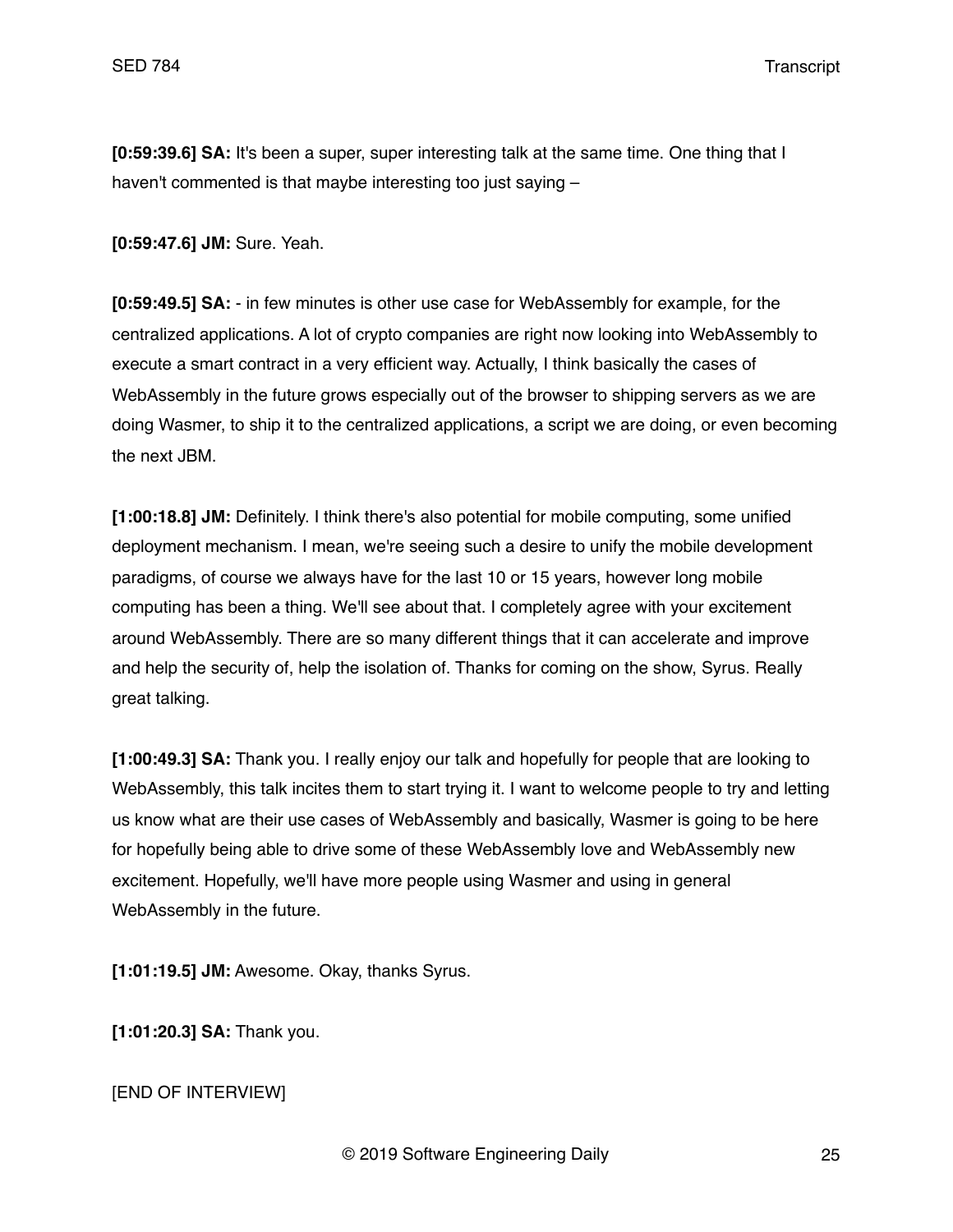**[0:59:39.6] SA:** It's been a super, super interesting talk at the same time. One thing that I haven't commented is that maybe interesting too just saying –

**[0:59:47.6] JM:** Sure. Yeah.

**[0:59:49.5] SA:** - in few minutes is other use case for WebAssembly for example, for the centralized applications. A lot of crypto companies are right now looking into WebAssembly to execute a smart contract in a very efficient way. Actually, I think basically the cases of WebAssembly in the future grows especially out of the browser to shipping servers as we are doing Wasmer, to ship it to the centralized applications, a script we are doing, or even becoming the next JBM.

**[1:00:18.8] JM:** Definitely. I think there's also potential for mobile computing, some unified deployment mechanism. I mean, we're seeing such a desire to unify the mobile development paradigms, of course we always have for the last 10 or 15 years, however long mobile computing has been a thing. We'll see about that. I completely agree with your excitement around WebAssembly. There are so many different things that it can accelerate and improve and help the security of, help the isolation of. Thanks for coming on the show, Syrus. Really great talking.

**[1:00:49.3] SA:** Thank you. I really enjoy our talk and hopefully for people that are looking to WebAssembly, this talk incites them to start trying it. I want to welcome people to try and letting us know what are their use cases of WebAssembly and basically, Wasmer is going to be here for hopefully being able to drive some of these WebAssembly love and WebAssembly new excitement. Hopefully, we'll have more people using Wasmer and using in general WebAssembly in the future.

**[1:01:19.5] JM:** Awesome. Okay, thanks Syrus.

**[1:01:20.3] SA:** Thank you.

[END OF INTERVIEW]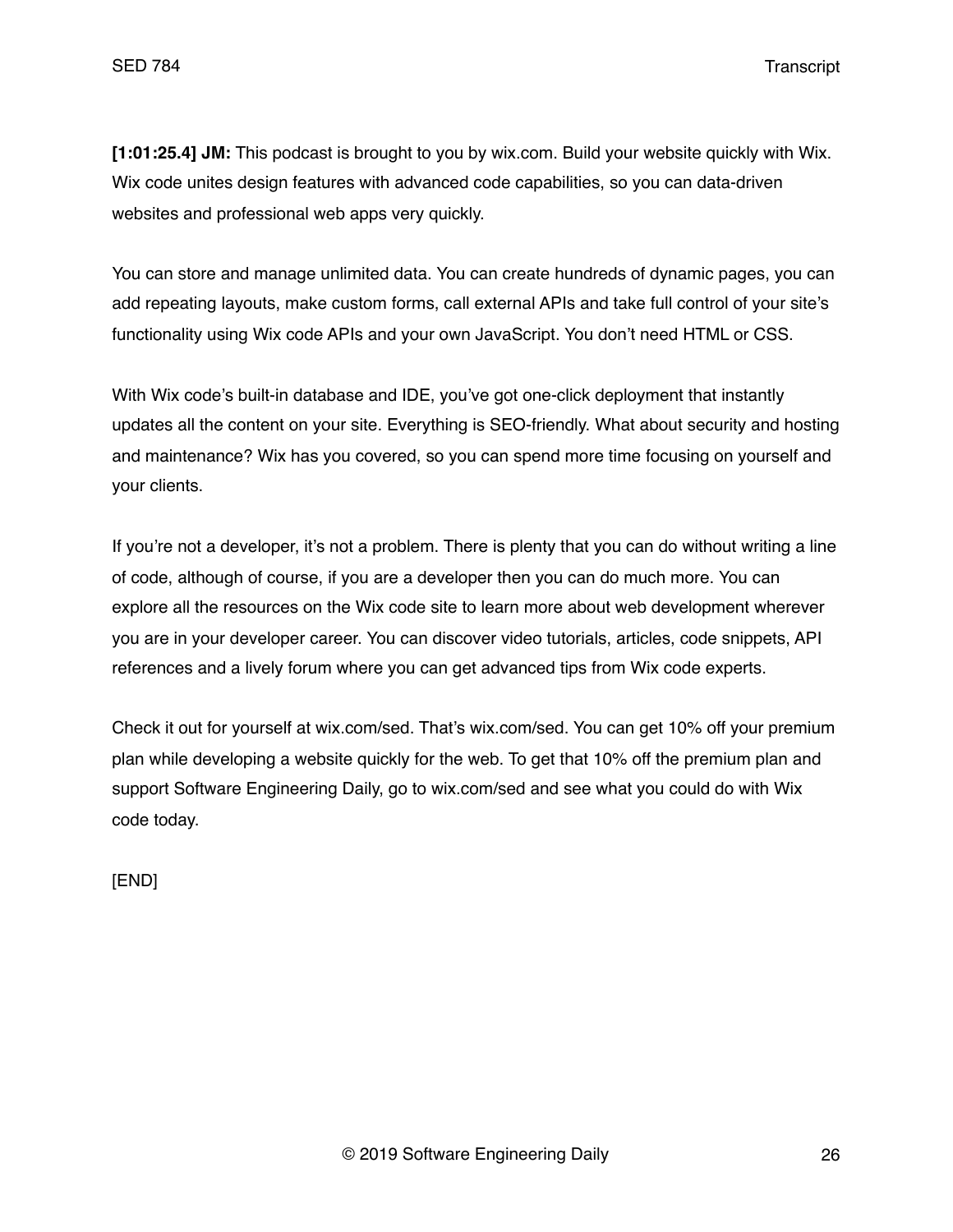**[1:01:25.4] JM:** This podcast is brought to you by wix.com. Build your website quickly with Wix. Wix code unites design features with advanced code capabilities, so you can data-driven websites and professional web apps very quickly.

You can store and manage unlimited data. You can create hundreds of dynamic pages, you can add repeating layouts, make custom forms, call external APIs and take full control of your site's functionality using Wix code APIs and your own JavaScript. You don't need HTML or CSS.

With Wix code's built-in database and IDE, you've got one-click deployment that instantly updates all the content on your site. Everything is SEO-friendly. What about security and hosting and maintenance? Wix has you covered, so you can spend more time focusing on yourself and your clients.

If you're not a developer, it's not a problem. There is plenty that you can do without writing a line of code, although of course, if you are a developer then you can do much more. You can explore all the resources on the Wix code site to learn more about web development wherever you are in your developer career. You can discover video tutorials, articles, code snippets, API references and a lively forum where you can get advanced tips from Wix code experts.

Check it out for yourself at wix.com/sed. That's wix.com/sed. You can get 10% off your premium plan while developing a website quickly for the web. To get that 10% off the premium plan and support Software Engineering Daily, go to wix.com/sed and see what you could do with Wix code today.

[END]